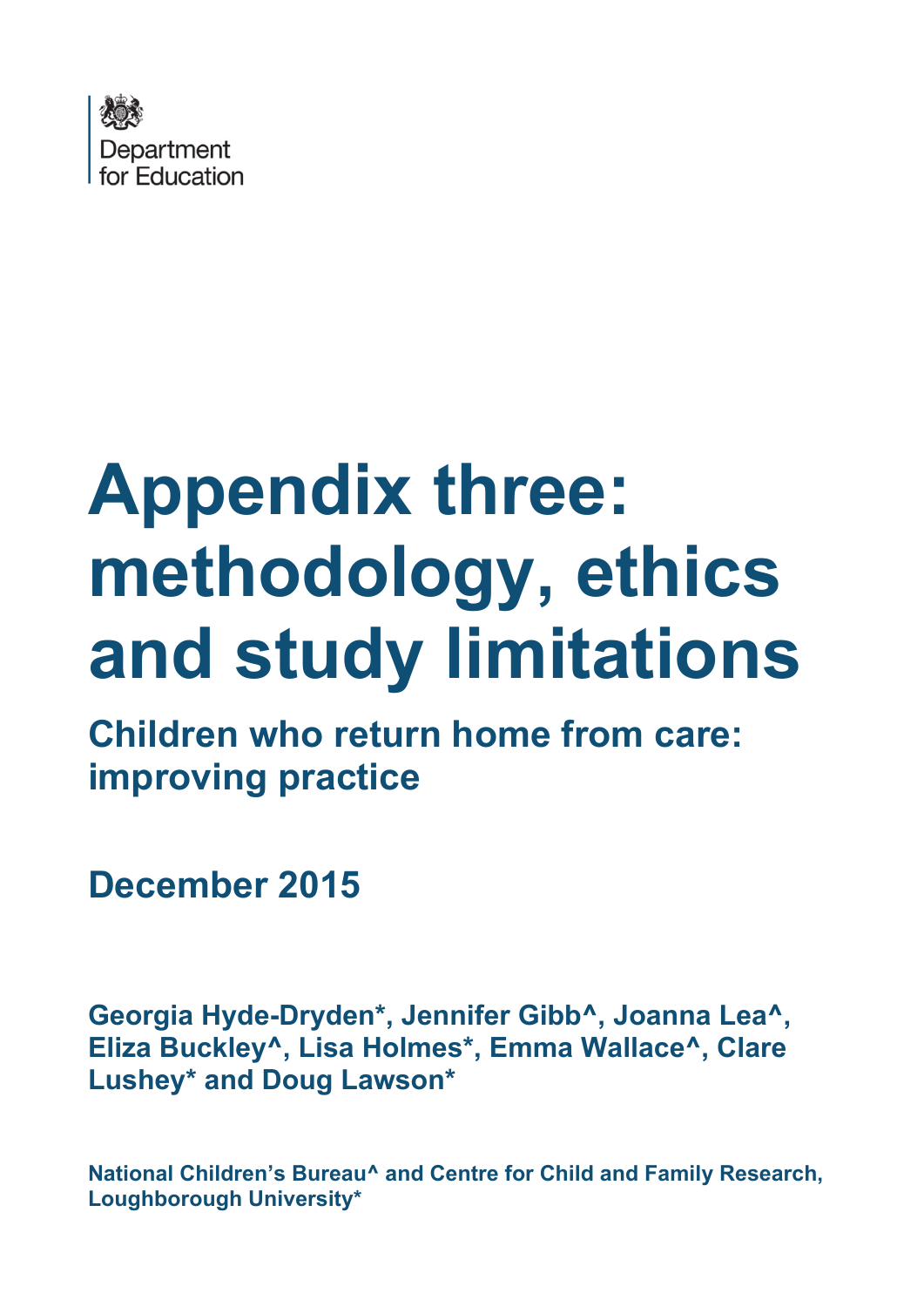Department for Education

# Appendix three: methodology, ethics and study limitations

## Children who return home from care: improving practice

**December 2015**

**Georgia Hyde-Dryden*, Jennifer Gibb^, Joanna Lea^, Eliza Buckley^, Lisa Holmes*, Emma Wallace^, Clare Lushey* and Doug Lawson***

**National Children's Bureau^ and Centre for Child and Family Research, Loughborough University***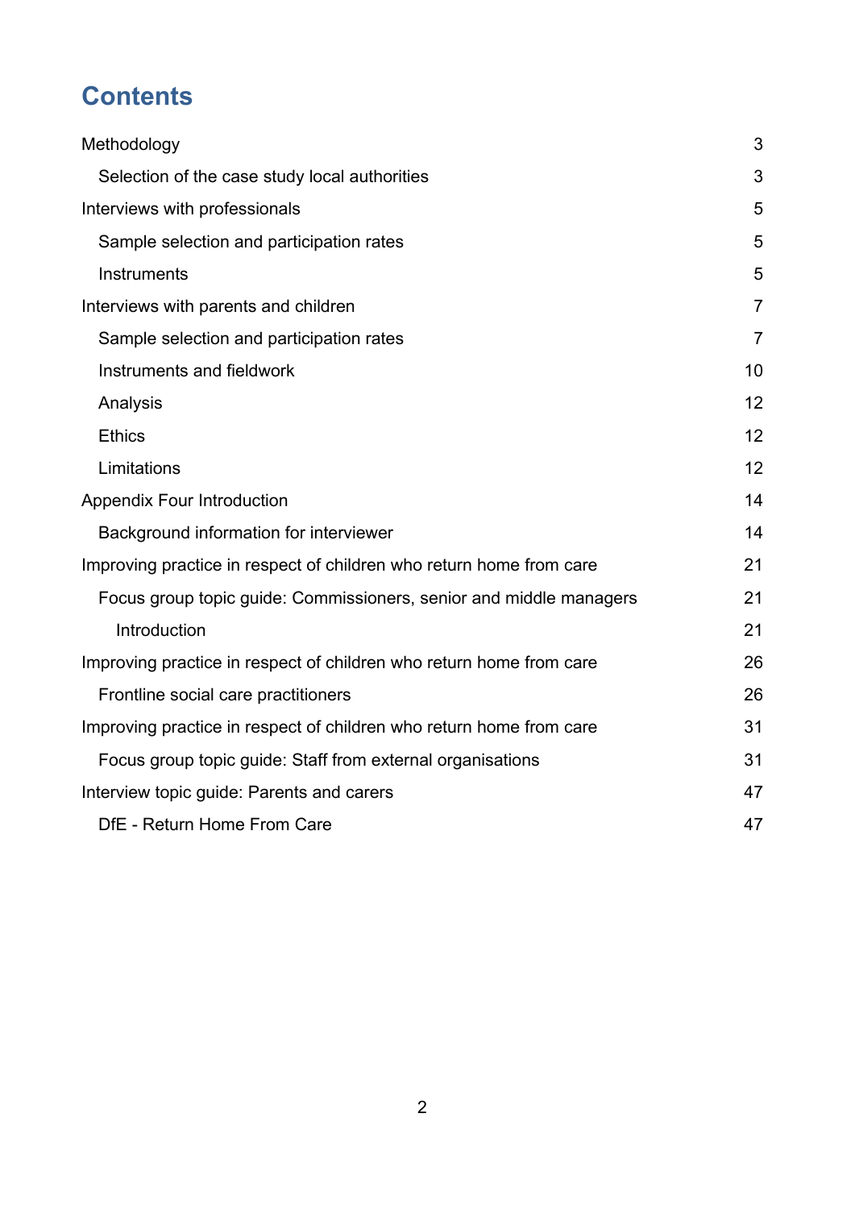# Contents

- Methodology 3
  - Selection of the case study local authorities 3
- Interviews with professionals 5
  - Sample selection and participation rates 5
  - Instruments 5
- Interviews with parents and children 7
  - Sample selection and participation rates 7
  - Instruments and fieldwork 10
  - Analysis 12
  - Ethics 12
  - Limitations 12
- Appendix Four Introduction 14
  - Background information for interviewer 14
- Improving practice in respect of children who return home from care 21
  - Focus group topic guide: Commissioners, senior and middle managers 21
    - Introduction 21
- Improving practice in respect of children who return home from care 26
  - Frontline social care practitioners 26
- Improving practice in respect of children who return home from care 31
  - Focus group topic guide: Staff from external organisations 31
- Interview topic guide: Parents and carers 47
  - DfE - Return Home From Care 47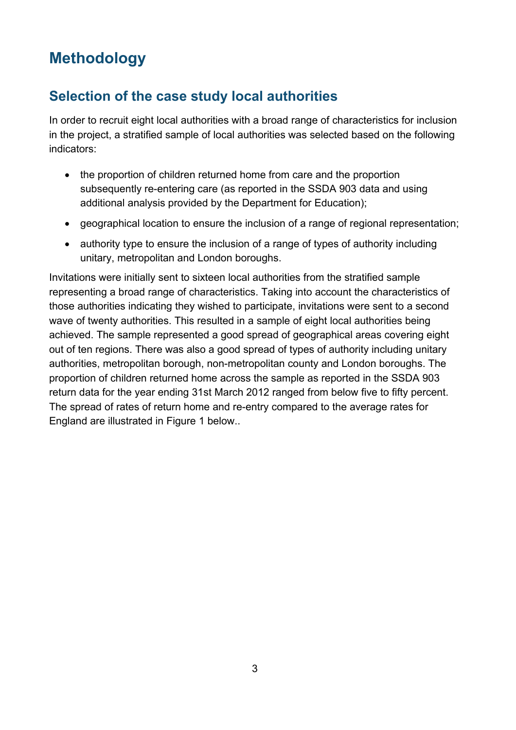# Methodology

## Selection of the case study local authorities

In order to recruit eight local authorities with a broad range of characteristics for inclusion in the project, a stratified sample of local authorities was selected based on the following indicators:

- the proportion of children returned home from care and the proportion subsequently re-entering care (as reported in the SSDA 903 data and using additional analysis provided by the Department for Education);
- geographical location to ensure the inclusion of a range of regional representation;
- authority type to ensure the inclusion of a range of types of authority including unitary, metropolitan and London boroughs.

Invitations were initially sent to sixteen local authorities from the stratified sample representing a broad range of characteristics. Taking into account the characteristics of those authorities indicating they wished to participate, invitations were sent to a second wave of twenty authorities. This resulted in a sample of eight local authorities being achieved. The sample represented a good spread of geographical areas covering eight out of ten regions. There was also a good spread of types of authority including unitary authorities, metropolitan borough, non-metropolitan county and London boroughs. The proportion of children returned home across the sample as reported in the SSDA 903 return data for the year ending 31st March 2012 ranged from below five to fifty percent. The spread of rates of return home and re-entry compared to the average rates for England are illustrated in Figure 1 below..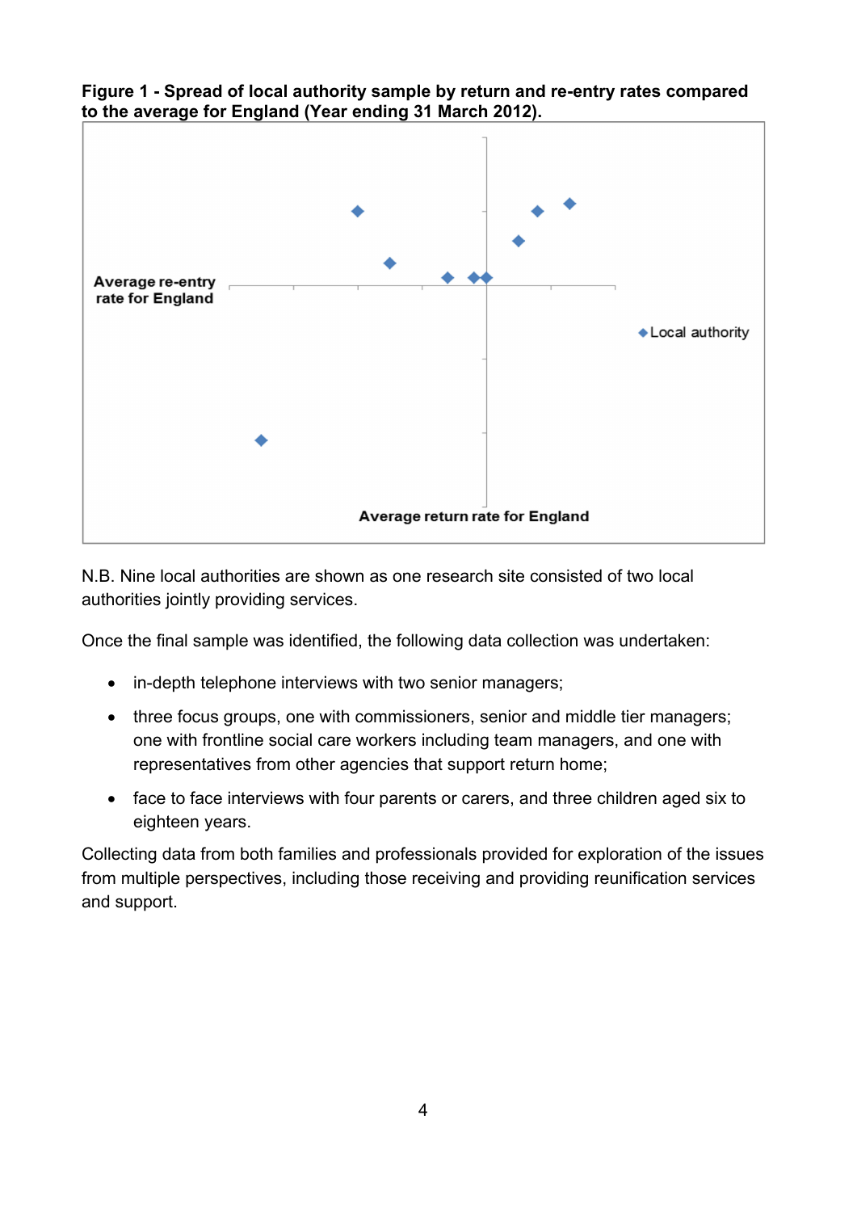**Figure 1 - Spread of local authority sample by return and re-entry rates compared to the average for England (Year ending 31 March 2012).**

Average re-entry rate for England

Average return rate for England

◆ Local authority

N.B. Nine local authorities are shown as one research site consisted of two local authorities jointly providing services.

Once the final sample was identified, the following data collection was undertaken:

- in-depth telephone interviews with two senior managers;
- three focus groups, one with commissioners, senior and middle tier managers; one with frontline social care workers including team managers, and one with representatives from other agencies that support return home;
- face to face interviews with four parents or carers, and three children aged six to eighteen years.

Collecting data from both families and professionals provided for exploration of the issues from multiple perspectives, including those receiving and providing reunification services and support.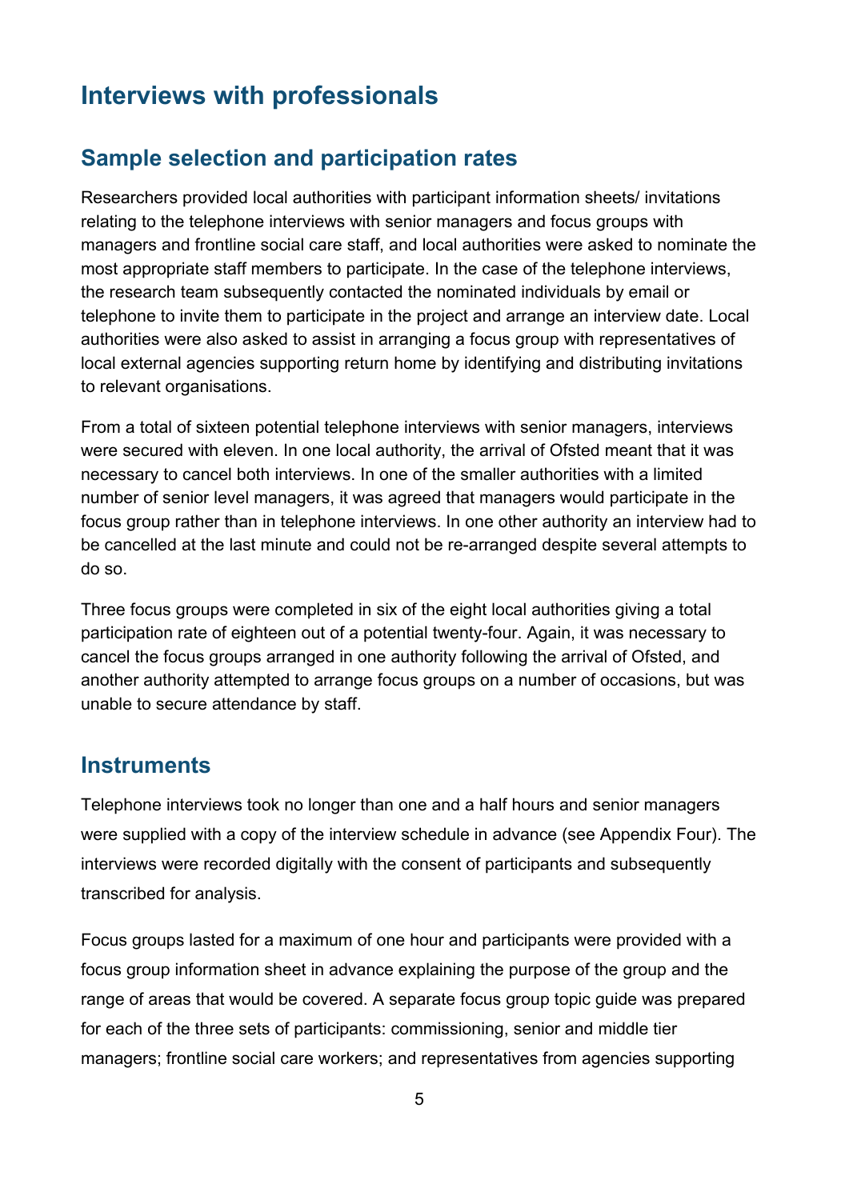## Interviews with professionals

### Sample selection and participation rates

Researchers provided local authorities with participant information sheets/ invitations relating to the telephone interviews with senior managers and focus groups with managers and frontline social care staff, and local authorities were asked to nominate the most appropriate staff members to participate. In the case of the telephone interviews, the research team subsequently contacted the nominated individuals by email or telephone to invite them to participate in the project and arrange an interview date. Local authorities were also asked to assist in arranging a focus group with representatives of local external agencies supporting return home by identifying and distributing invitations to relevant organisations.

From a total of sixteen potential telephone interviews with senior managers, interviews were secured with eleven. In one local authority, the arrival of Ofsted meant that it was necessary to cancel both interviews. In one of the smaller authorities with a limited number of senior level managers, it was agreed that managers would participate in the focus group rather than in telephone interviews. In one other authority an interview had to be cancelled at the last minute and could not be re-arranged despite several attempts to do so.

Three focus groups were completed in six of the eight local authorities giving a total participation rate of eighteen out of a potential twenty-four. Again, it was necessary to cancel the focus groups arranged in one authority following the arrival of Ofsted, and another authority attempted to arrange focus groups on a number of occasions, but was unable to secure attendance by staff.

### Instruments

Telephone interviews took no longer than one and a half hours and senior managers were supplied with a copy of the interview schedule in advance (see Appendix Four). The interviews were recorded digitally with the consent of participants and subsequently transcribed for analysis.

Focus groups lasted for a maximum of one hour and participants were provided with a focus group information sheet in advance explaining the purpose of the group and the range of areas that would be covered. A separate focus group topic guide was prepared for each of the three sets of participants: commissioning, senior and middle tier managers; frontline social care workers; and representatives from agencies supporting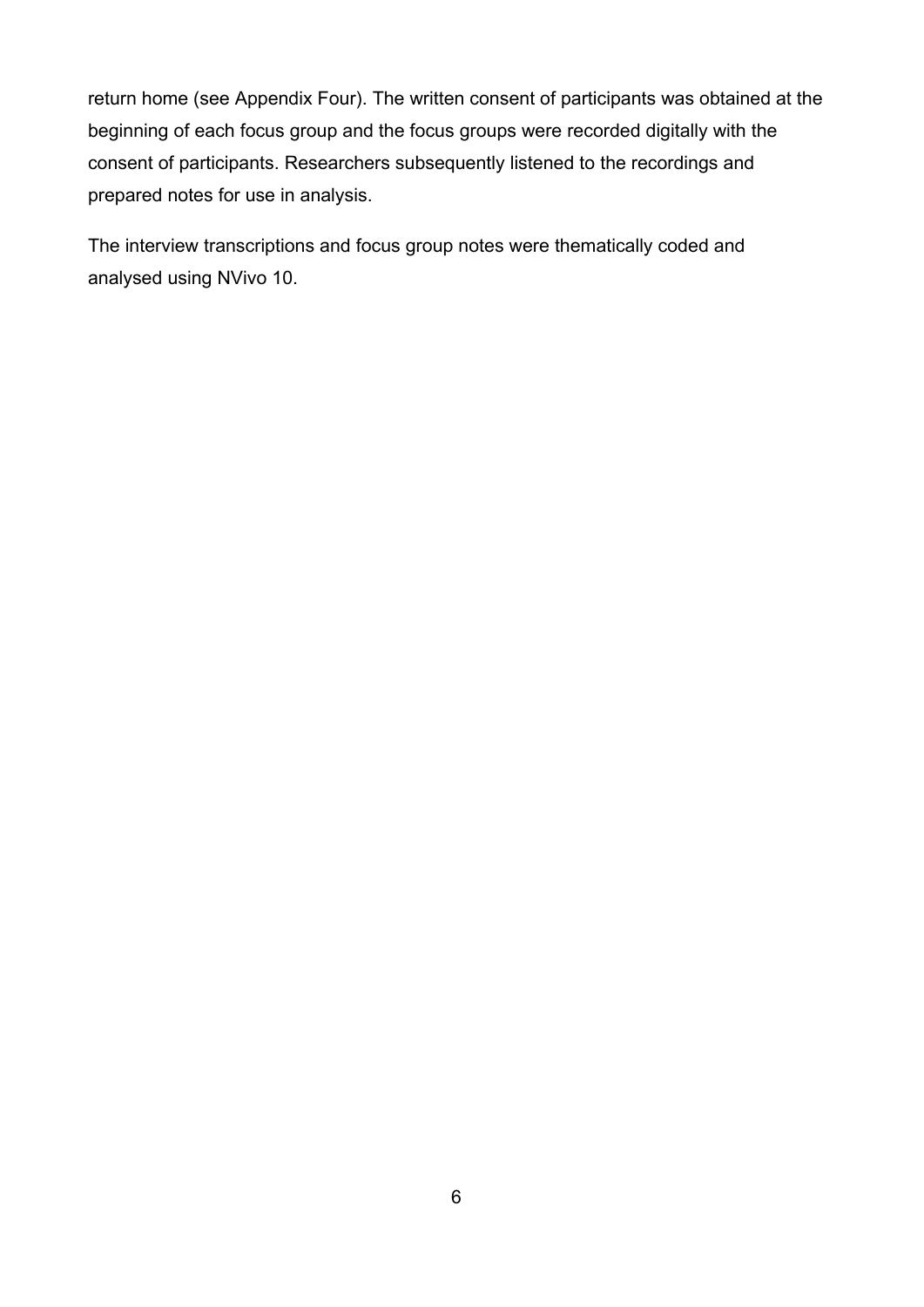return home (see Appendix Four). The written consent of participants was obtained at the beginning of each focus group and the focus groups were recorded digitally with the consent of participants. Researchers subsequently listened to the recordings and prepared notes for use in analysis.

The interview transcriptions and focus group notes were thematically coded and analysed using NVivo 10.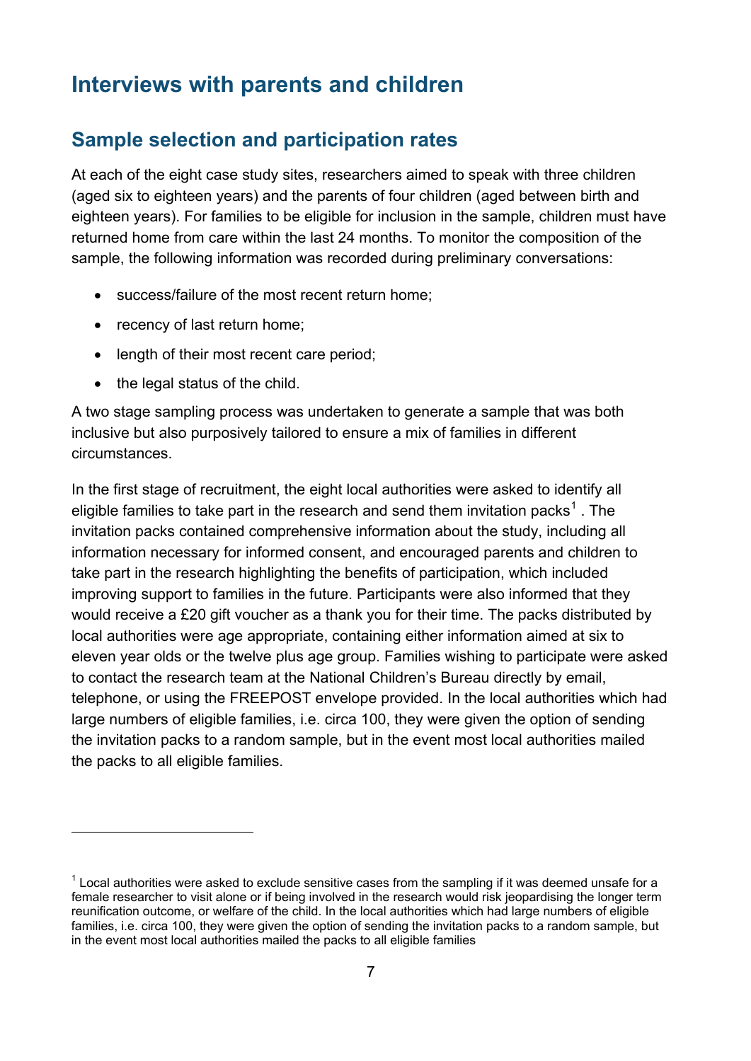## Interviews with parents and children

### Sample selection and participation rates

At each of the eight case study sites, researchers aimed to speak with three children (aged six to eighteen years) and the parents of four children (aged between birth and eighteen years). For families to be eligible for inclusion in the sample, children must have returned home from care within the last 24 months. To monitor the composition of the sample, the following information was recorded during preliminary conversations:

- success/failure of the most recent return home;
- recency of last return home;
- length of their most recent care period;
- the legal status of the child.

A two stage sampling process was undertaken to generate a sample that was both inclusive but also purposively tailored to ensure a mix of families in different circumstances.

In the first stage of recruitment, the eight local authorities were asked to identify all eligible families to take part in the research and send them invitation packs[1] . The invitation packs contained comprehensive information about the study, including all information necessary for informed consent, and encouraged parents and children to take part in the research highlighting the benefits of participation, which included improving support to families in the future. Participants were also informed that they would receive a £20 gift voucher as a thank you for their time. The packs distributed by local authorities were age appropriate, containing either information aimed at six to eleven year olds or the twelve plus age group. Families wishing to participate were asked to contact the research team at the National Children's Bureau directly by email, telephone, or using the FREEPOST envelope provided. In the local authorities which had large numbers of eligible families, i.e. circa 100, they were given the option of sending the invitation packs to a random sample, but in the event most local authorities mailed the packs to all eligible families.

---

[1] Local authorities were asked to exclude sensitive cases from the sampling if it was deemed unsafe for a female researcher to visit alone or if being involved in the research would risk jeopardising the longer term reunification outcome, or welfare of the child. In the local authorities which had large numbers of eligible families, i.e. circa 100, they were given the option of sending the invitation packs to a random sample, but in the event most local authorities mailed the packs to all eligible families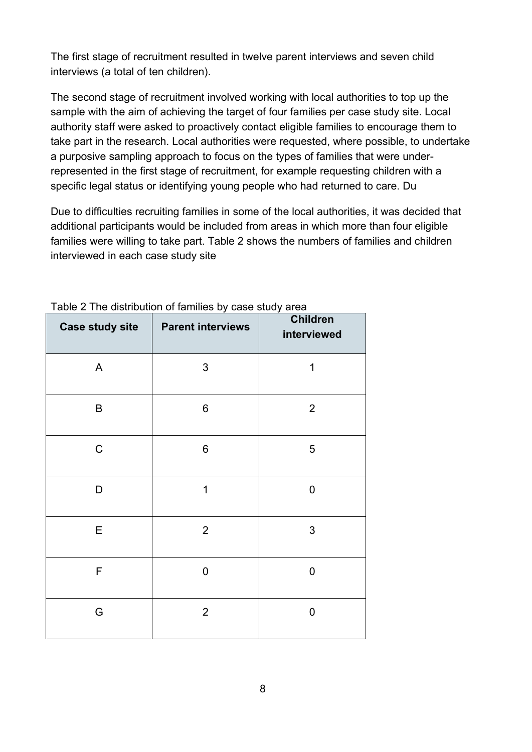The first stage of recruitment resulted in twelve parent interviews and seven child interviews (a total of ten children).

The second stage of recruitment involved working with local authorities to top up the sample with the aim of achieving the target of four families per case study site. Local authority staff were asked to proactively contact eligible families to encourage them to take part in the research. Local authorities were requested, where possible, to undertake a purposive sampling approach to focus on the types of families that were under-represented in the first stage of recruitment, for example requesting children with a specific legal status or identifying young people who had returned to care. Du

Due to difficulties recruiting families in some of the local authorities, it was decided that additional participants would be included from areas in which more than four eligible families were willing to take part. Table 2 shows the numbers of families and children interviewed in each case study site

Table 2 The distribution of families by case study area

| Case study site | Parent interviews | Children interviewed |
|---|---|---|
| A | 3 | 1 |
| B | 6 | 2 |
| C | 6 | 5 |
| D | 1 | 0 |
| E | 2 | 3 |
| F | 0 | 0 |
| G | 2 | 0 |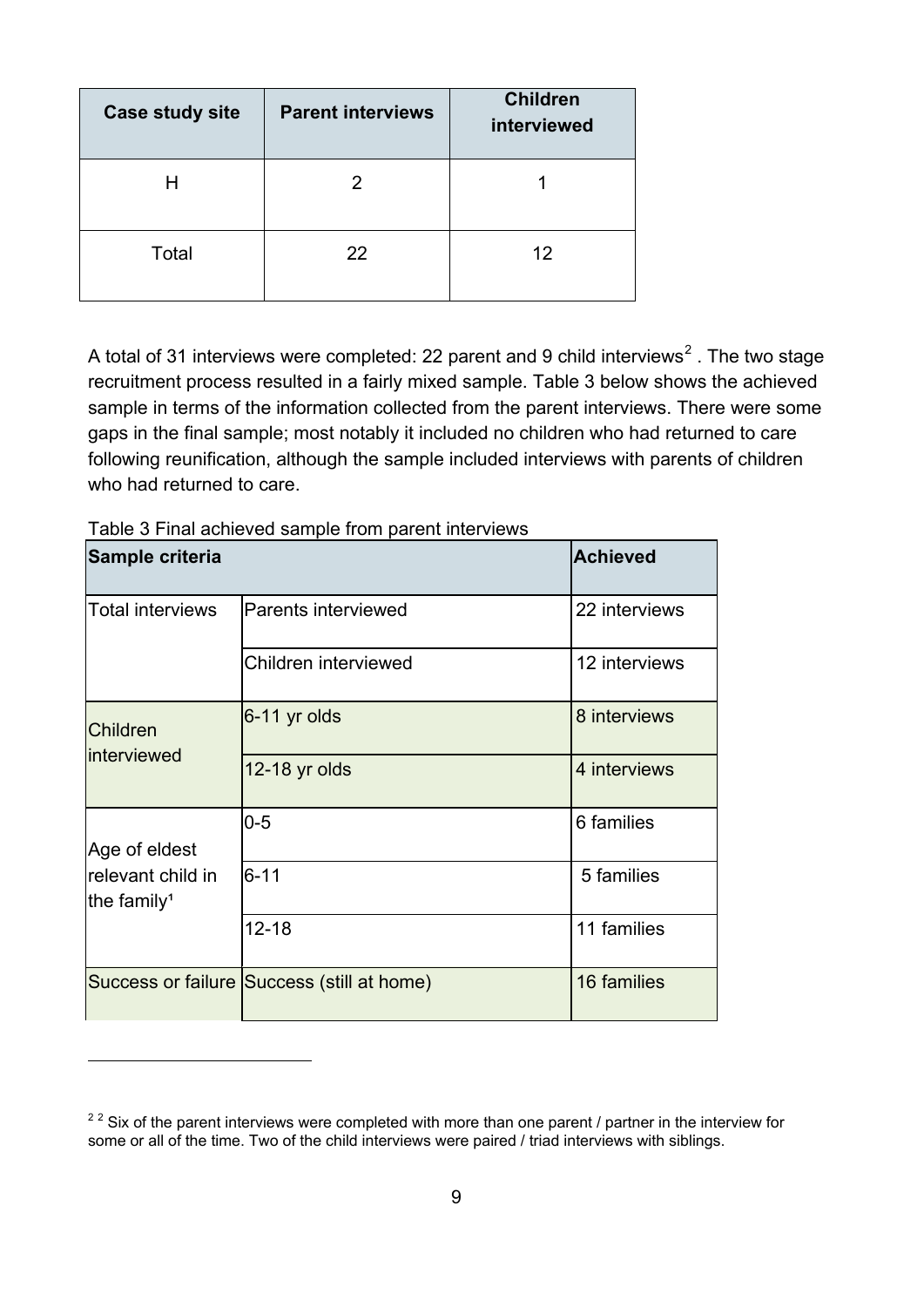| Case study site | Parent interviews | Children interviewed |
|---|---|---|
| H | 2 | 1 |
| Total | 22 | 12 |

A total of 31 interviews were completed: 22 parent and 9 child interviews[2] . The two stage recruitment process resulted in a fairly mixed sample. Table 3 below shows the achieved sample in terms of the information collected from the parent interviews. There were some gaps in the final sample; most notably it included no children who had returned to care following reunification, although the sample included interviews with parents of children who had returned to care.

Table 3 Final achieved sample from parent interviews

| Sample criteria | | Achieved |
|---|---|---|
| Total interviews | Parents interviewed | 22 interviews |
| | Children interviewed | 12 interviews |
| Children interviewed | 6-11 yr olds | 8 interviews |
| | 12-18 yr olds | 4 interviews |
| Age of eldest relevant child in the family¹ | 0-5 | 6 families |
| | 6-11 | 5 families |
| | 12-18 | 11 families |
| Success or failure | Success (still at home) | 16 families |

[2] [2] Six of the parent interviews were completed with more than one parent / partner in the interview for some or all of the time. Two of the child interviews were paired / triad interviews with siblings.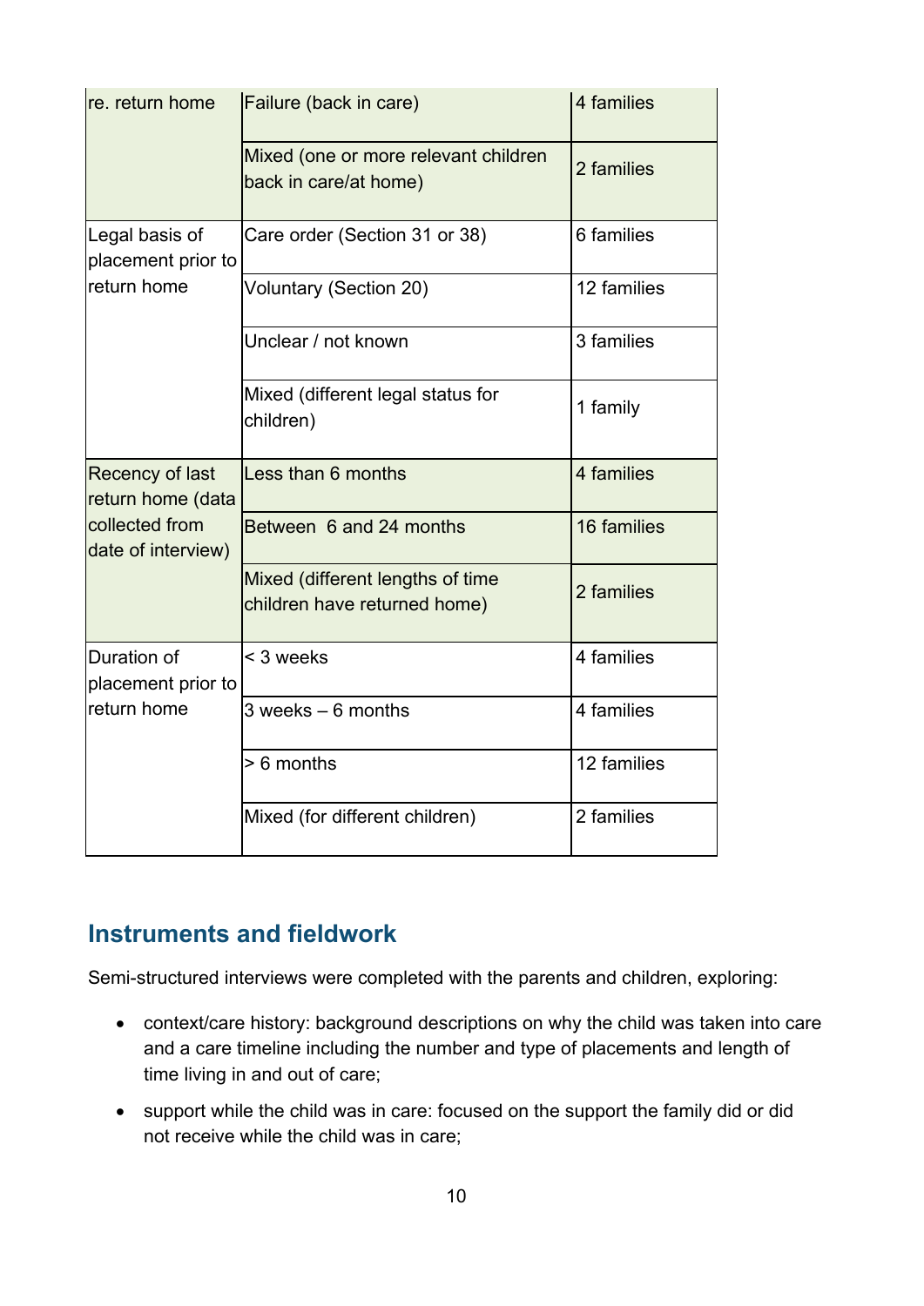| | | |
|---|---|---|
| re. return home | Failure (back in care) | 4 families |
| | Mixed (one or more relevant children back in care/at home) | 2 families |
| Legal basis of placement prior to return home | Care order (Section 31 or 38) | 6 families |
| | Voluntary (Section 20) | 12 families |
| | Unclear / not known | 3 families |
| | Mixed (different legal status for children) | 1 family |
| Recency of last return home (data collected from date of interview) | Less than 6 months | 4 families |
| | Between 6 and 24 months | 16 families |
| | Mixed (different lengths of time children have returned home) | 2 families |
| Duration of placement prior to return home | < 3 weeks | 4 families |
| | 3 weeks – 6 months | 4 families |
| | > 6 months | 12 families |
| | Mixed (for different children) | 2 families |

## Instruments and fieldwork

Semi-structured interviews were completed with the parents and children, exploring:

- context/care history: background descriptions on why the child was taken into care and a care timeline including the number and type of placements and length of time living in and out of care;
- support while the child was in care: focused on the support the family did or did not receive while the child was in care;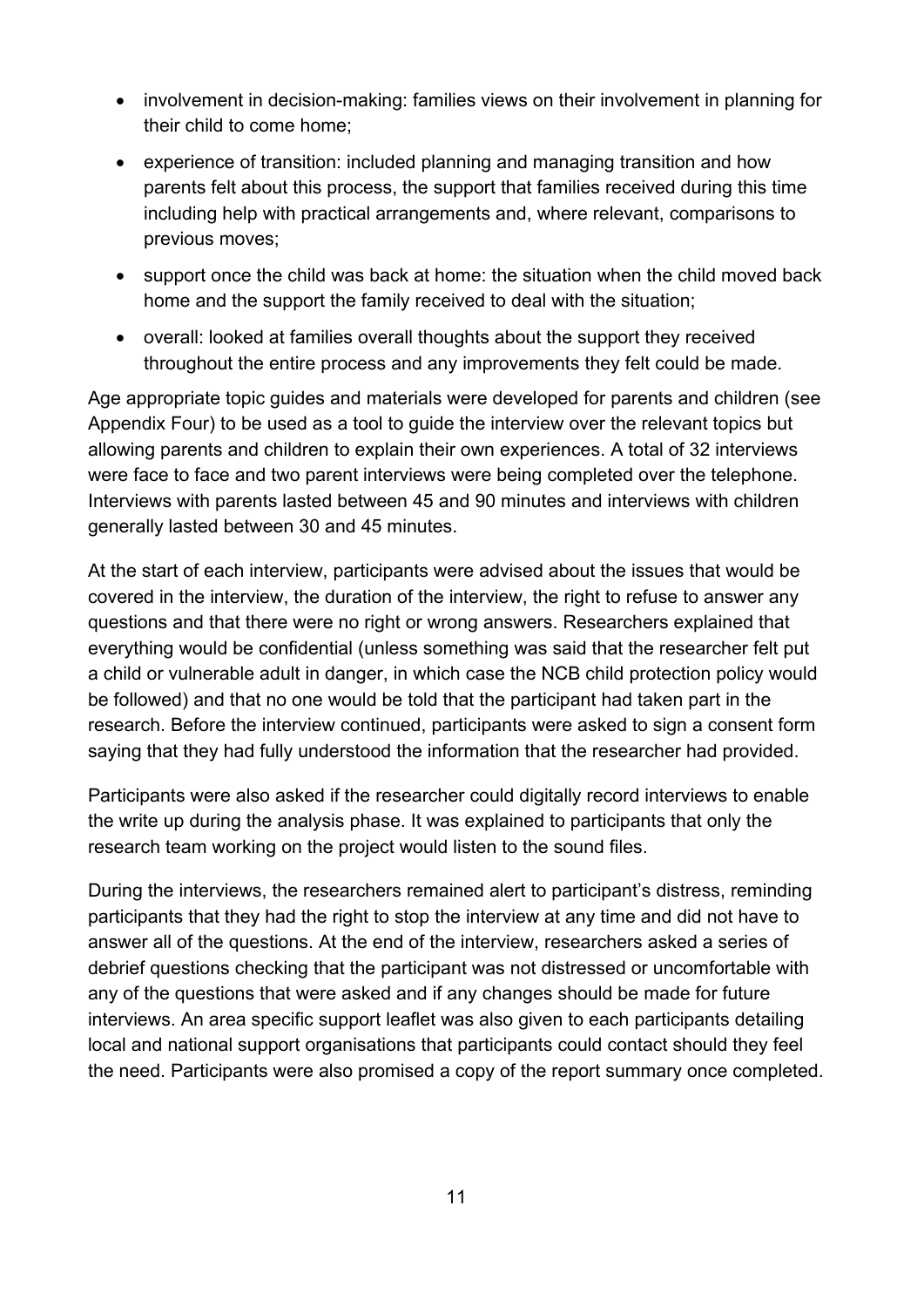- involvement in decision-making: families views on their involvement in planning for their child to come home;
- experience of transition: included planning and managing transition and how parents felt about this process, the support that families received during this time including help with practical arrangements and, where relevant, comparisons to previous moves;
- support once the child was back at home: the situation when the child moved back home and the support the family received to deal with the situation;
- overall: looked at families overall thoughts about the support they received throughout the entire process and any improvements they felt could be made.

Age appropriate topic guides and materials were developed for parents and children (see Appendix Four) to be used as a tool to guide the interview over the relevant topics but allowing parents and children to explain their own experiences. A total of 32 interviews were face to face and two parent interviews were being completed over the telephone. Interviews with parents lasted between 45 and 90 minutes and interviews with children generally lasted between 30 and 45 minutes.

At the start of each interview, participants were advised about the issues that would be covered in the interview, the duration of the interview, the right to refuse to answer any questions and that there were no right or wrong answers. Researchers explained that everything would be confidential (unless something was said that the researcher felt put a child or vulnerable adult in danger, in which case the NCB child protection policy would be followed) and that no one would be told that the participant had taken part in the research. Before the interview continued, participants were asked to sign a consent form saying that they had fully understood the information that the researcher had provided.

Participants were also asked if the researcher could digitally record interviews to enable the write up during the analysis phase. It was explained to participants that only the research team working on the project would listen to the sound files.

During the interviews, the researchers remained alert to participant's distress, reminding participants that they had the right to stop the interview at any time and did not have to answer all of the questions. At the end of the interview, researchers asked a series of debrief questions checking that the participant was not distressed or uncomfortable with any of the questions that were asked and if any changes should be made for future interviews. An area specific support leaflet was also given to each participants detailing local and national support organisations that participants could contact should they feel the need. Participants were also promised a copy of the report summary once completed.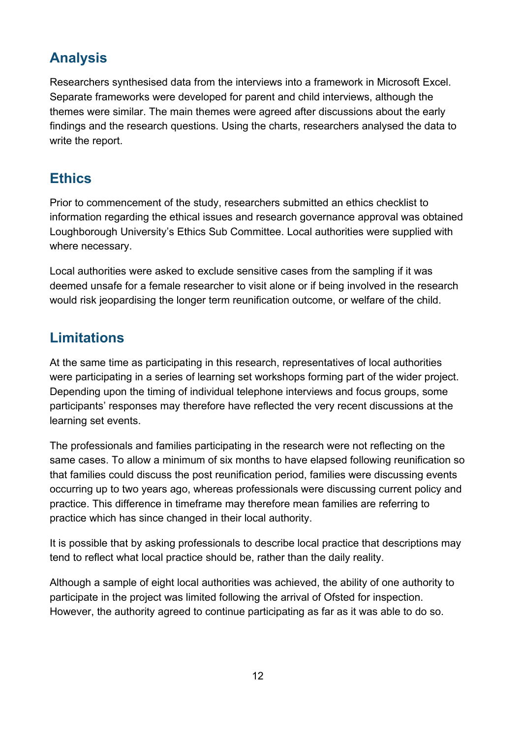## Analysis

Researchers synthesised data from the interviews into a framework in Microsoft Excel. Separate frameworks were developed for parent and child interviews, although the themes were similar. The main themes were agreed after discussions about the early findings and the research questions. Using the charts, researchers analysed the data to write the report.

## Ethics

Prior to commencement of the study, researchers submitted an ethics checklist to information regarding the ethical issues and research governance approval was obtained Loughborough University's Ethics Sub Committee. Local authorities were supplied with where necessary.

Local authorities were asked to exclude sensitive cases from the sampling if it was deemed unsafe for a female researcher to visit alone or if being involved in the research would risk jeopardising the longer term reunification outcome, or welfare of the child.

## Limitations

At the same time as participating in this research, representatives of local authorities were participating in a series of learning set workshops forming part of the wider project. Depending upon the timing of individual telephone interviews and focus groups, some participants' responses may therefore have reflected the very recent discussions at the learning set events.

The professionals and families participating in the research were not reflecting on the same cases. To allow a minimum of six months to have elapsed following reunification so that families could discuss the post reunification period, families were discussing events occurring up to two years ago, whereas professionals were discussing current policy and practice. This difference in timeframe may therefore mean families are referring to practice which has since changed in their local authority.

It is possible that by asking professionals to describe local practice that descriptions may tend to reflect what local practice should be, rather than the daily reality.

Although a sample of eight local authorities was achieved, the ability of one authority to participate in the project was limited following the arrival of Ofsted for inspection. However, the authority agreed to continue participating as far as it was able to do so.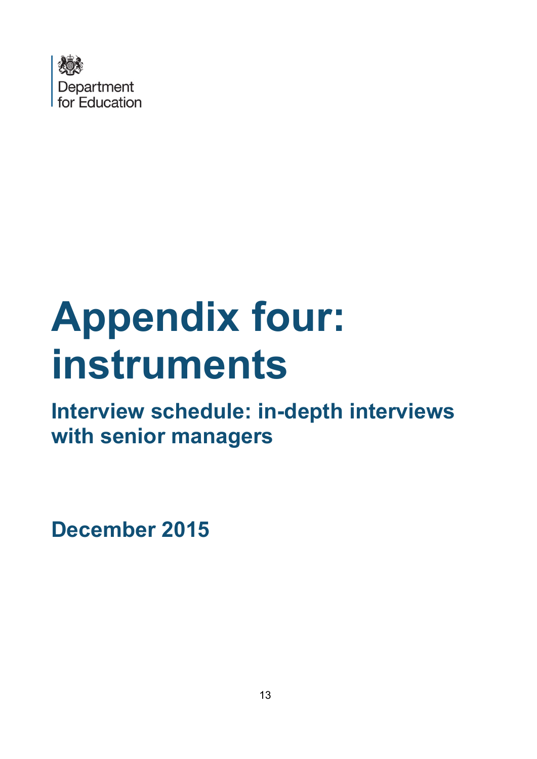Department for Education

# Appendix four: instruments

## Interview schedule: in-depth interviews with senior managers

**December 2015**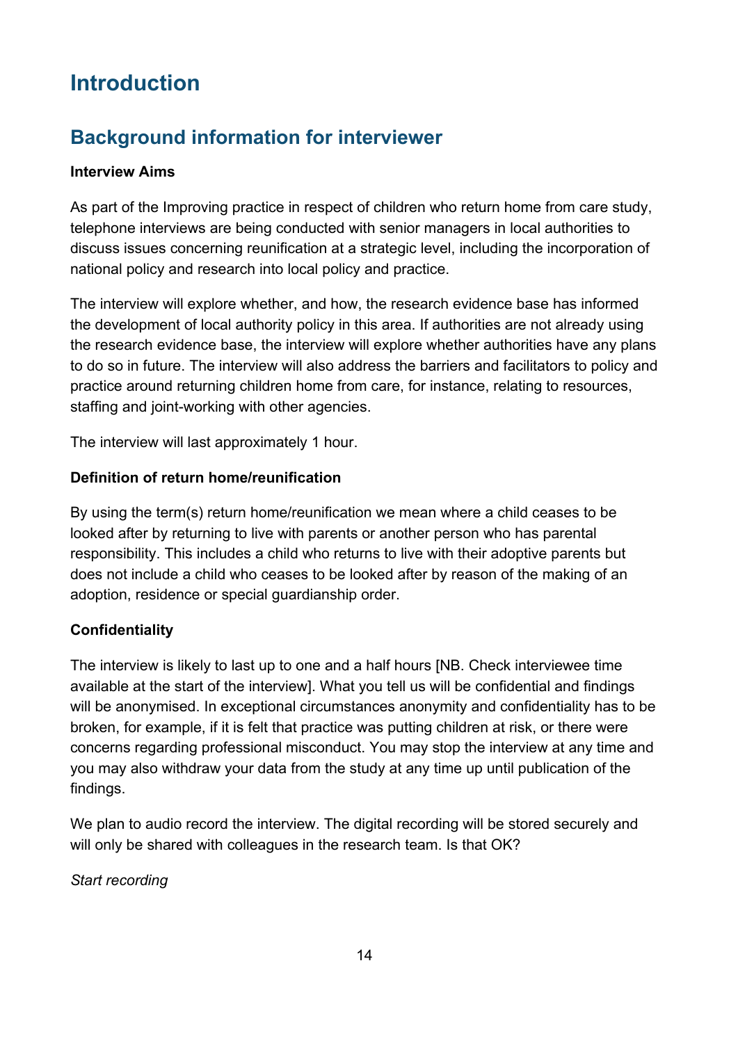# Introduction

## Background information for interviewer

**Interview Aims**

As part of the Improving practice in respect of children who return home from care study, telephone interviews are being conducted with senior managers in local authorities to discuss issues concerning reunification at a strategic level, including the incorporation of national policy and research into local policy and practice.

The interview will explore whether, and how, the research evidence base has informed the development of local authority policy in this area. If authorities are not already using the research evidence base, the interview will explore whether authorities have any plans to do so in future. The interview will also address the barriers and facilitators to policy and practice around returning children home from care, for instance, relating to resources, staffing and joint-working with other agencies.

The interview will last approximately 1 hour.

**Definition of return home/reunification**

By using the term(s) return home/reunification we mean where a child ceases to be looked after by returning to live with parents or another person who has parental responsibility. This includes a child who returns to live with their adoptive parents but does not include a child who ceases to be looked after by reason of the making of an adoption, residence or special guardianship order.

**Confidentiality**

The interview is likely to last up to one and a half hours [NB. Check interviewee time available at the start of the interview]. What you tell us will be confidential and findings will be anonymised. In exceptional circumstances anonymity and confidentiality has to be broken, for example, if it is felt that practice was putting children at risk, or there were concerns regarding professional misconduct. You may stop the interview at any time and you may also withdraw your data from the study at any time up until publication of the findings.

We plan to audio record the interview. The digital recording will be stored securely and will only be shared with colleagues in the research team. Is that OK?

*Start recording*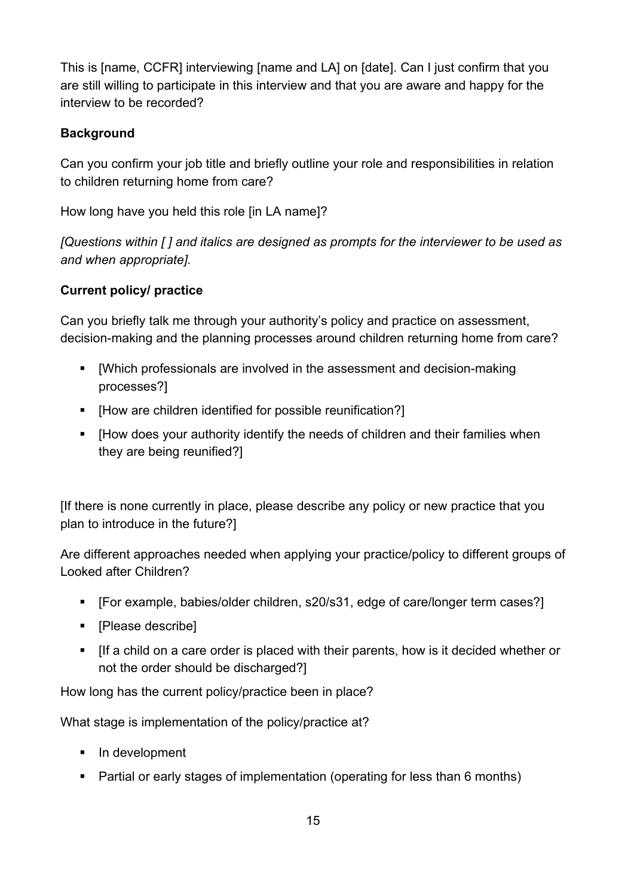This is [name, CCFR] interviewing [name and LA] on [date]. Can I just confirm that you are still willing to participate in this interview and that you are aware and happy for the interview to be recorded?

**Background**

Can you confirm your job title and briefly outline your role and responsibilities in relation to children returning home from care?

How long have you held this role [in LA name]?

*[Questions within [ ] and italics are designed as prompts for the interviewer to be used as and when appropriate].*

**Current policy/ practice**

Can you briefly talk me through your authority's policy and practice on assessment, decision-making and the planning processes around children returning home from care?

- [Which professionals are involved in the assessment and decision-making processes?]
- [How are children identified for possible reunification?]
- [How does your authority identify the needs of children and their families when they are being reunified?]

[If there is none currently in place, please describe any policy or new practice that you plan to introduce in the future?]

Are different approaches needed when applying your practice/policy to different groups of Looked after Children?

- [For example, babies/older children, s20/s31, edge of care/longer term cases?]
- [Please describe]
- [If a child on a care order is placed with their parents, how is it decided whether or not the order should be discharged?]

How long has the current policy/practice been in place?

What stage is implementation of the policy/practice at?

- In development
- Partial or early stages of implementation (operating for less than 6 months)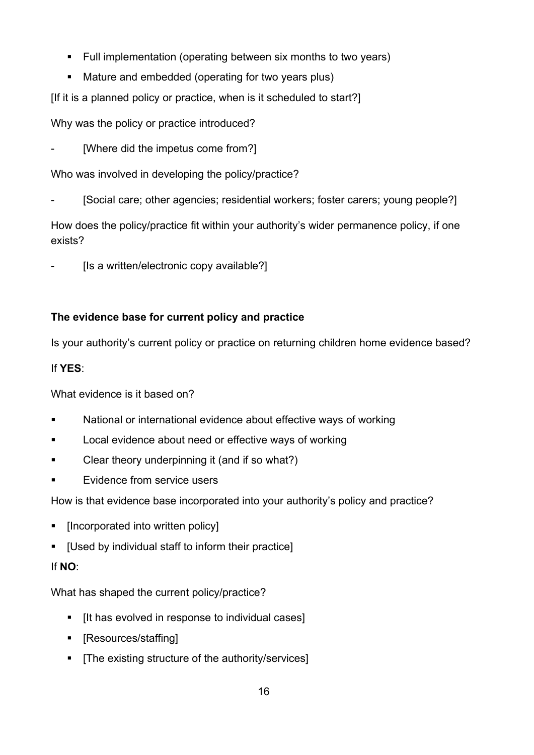- Full implementation (operating between six months to two years)
- Mature and embedded (operating for two years plus)

[If it is a planned policy or practice, when is it scheduled to start?]

Why was the policy or practice introduced?

- [Where did the impetus come from?]

Who was involved in developing the policy/practice?

- [Social care; other agencies; residential workers; foster carers; young people?]

How does the policy/practice fit within your authority's wider permanence policy, if one exists?

- [Is a written/electronic copy available?]

**The evidence base for current policy and practice**

Is your authority's current policy or practice on returning children home evidence based?

If **YES**:

What evidence is it based on?

- National or international evidence about effective ways of working
- Local evidence about need or effective ways of working
- Clear theory underpinning it (and if so what?)
- Evidence from service users

How is that evidence base incorporated into your authority's policy and practice?

- [Incorporated into written policy]
- [Used by individual staff to inform their practice]

If **NO**:

What has shaped the current policy/practice?

- [It has evolved in response to individual cases]
- [Resources/staffing]
- [The existing structure of the authority/services]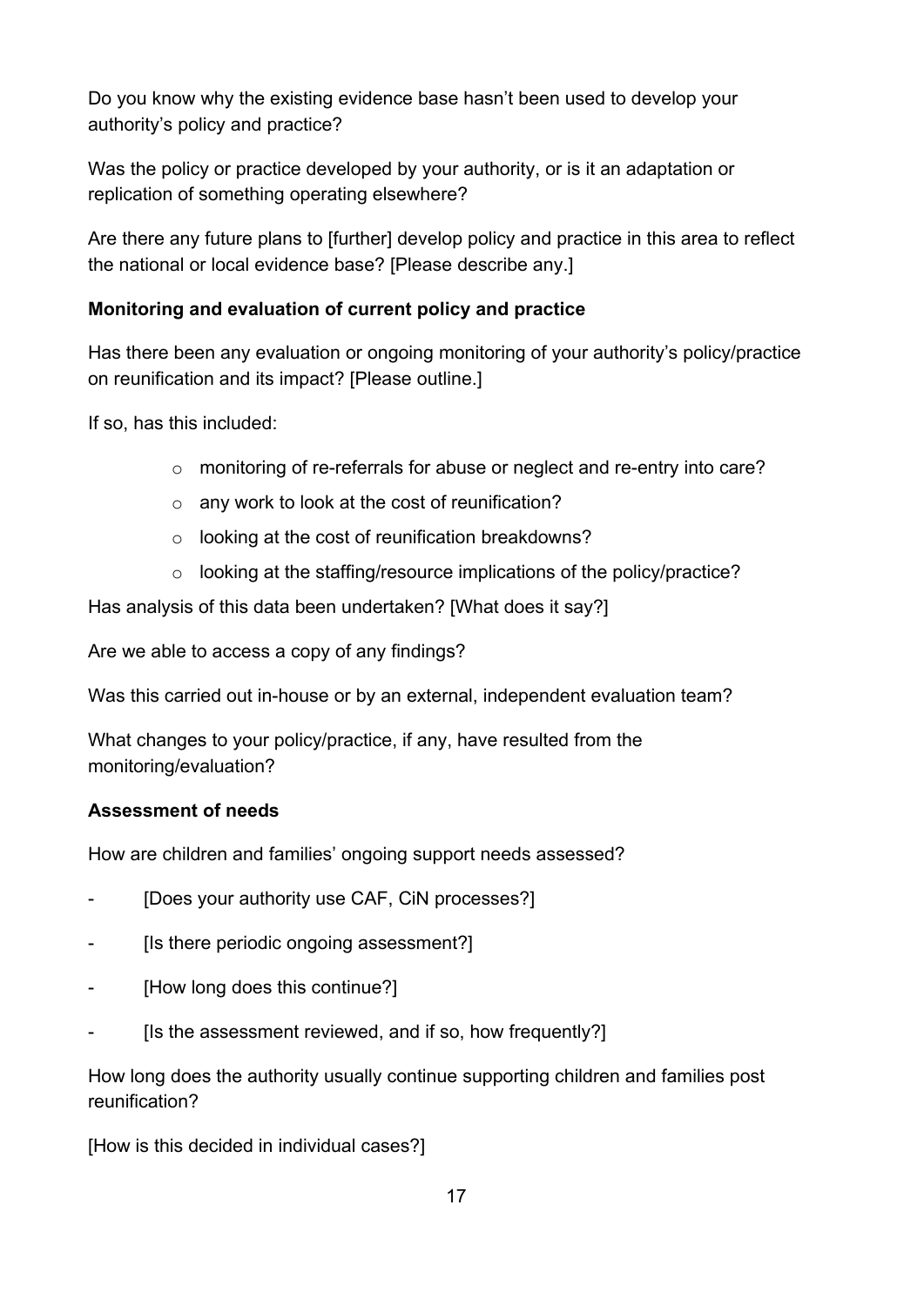Do you know why the existing evidence base hasn't been used to develop your authority's policy and practice?

Was the policy or practice developed by your authority, or is it an adaptation or replication of something operating elsewhere?

Are there any future plans to [further] develop policy and practice in this area to reflect the national or local evidence base? [Please describe any.]

**Monitoring and evaluation of current policy and practice**

Has there been any evaluation or ongoing monitoring of your authority's policy/practice on reunification and its impact? [Please outline.]

If so, has this included:

- monitoring of re-referrals for abuse or neglect and re-entry into care?
- any work to look at the cost of reunification?
- looking at the cost of reunification breakdowns?
- looking at the staffing/resource implications of the policy/practice?

Has analysis of this data been undertaken? [What does it say?]

Are we able to access a copy of any findings?

Was this carried out in-house or by an external, independent evaluation team?

What changes to your policy/practice, if any, have resulted from the monitoring/evaluation?

**Assessment of needs**

How are children and families' ongoing support needs assessed?

- [Does your authority use CAF, CiN processes?]
- [Is there periodic ongoing assessment?]
- [How long does this continue?]
- [Is the assessment reviewed, and if so, how frequently?]

How long does the authority usually continue supporting children and families post reunification?

[How is this decided in individual cases?]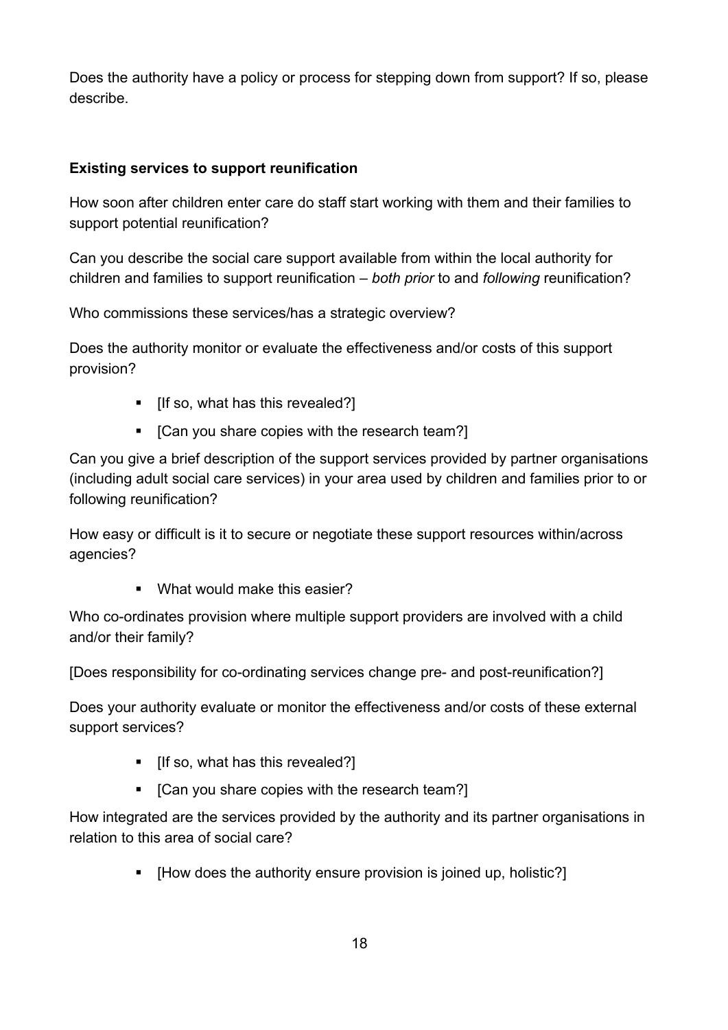Does the authority have a policy or process for stepping down from support? If so, please describe.

**Existing services to support reunification**

How soon after children enter care do staff start working with them and their families to support potential reunification?

Can you describe the social care support available from within the local authority for children and families to support reunification – *both prior* to and *following* reunification?

Who commissions these services/has a strategic overview?

Does the authority monitor or evaluate the effectiveness and/or costs of this support provision?

- [If so, what has this revealed?]
- [Can you share copies with the research team?]

Can you give a brief description of the support services provided by partner organisations (including adult social care services) in your area used by children and families prior to or following reunification?

How easy or difficult is it to secure or negotiate these support resources within/across agencies?

- What would make this easier?

Who co-ordinates provision where multiple support providers are involved with a child and/or their family?

[Does responsibility for co-ordinating services change pre- and post-reunification?]

Does your authority evaluate or monitor the effectiveness and/or costs of these external support services?

- [If so, what has this revealed?]
- [Can you share copies with the research team?]

How integrated are the services provided by the authority and its partner organisations in relation to this area of social care?

- [How does the authority ensure provision is joined up, holistic?]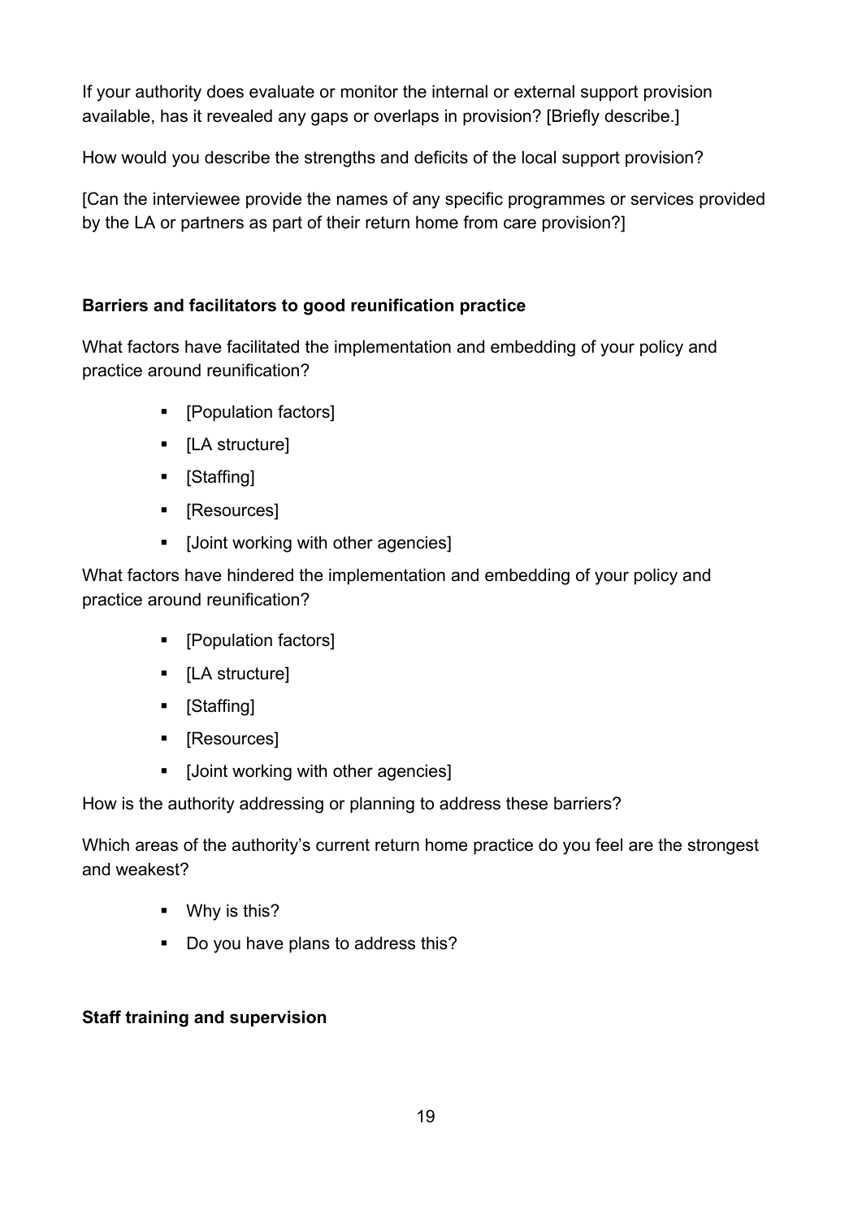If your authority does evaluate or monitor the internal or external support provision available, has it revealed any gaps or overlaps in provision? [Briefly describe.]

How would you describe the strengths and deficits of the local support provision?

[Can the interviewee provide the names of any specific programmes or services provided by the LA or partners as part of their return home from care provision?]

**Barriers and facilitators to good reunification practice**

What factors have facilitated the implementation and embedding of your policy and practice around reunification?

- [Population factors]
- [LA structure]
- [Staffing]
- [Resources]
- [Joint working with other agencies]

What factors have hindered the implementation and embedding of your policy and practice around reunification?

- [Population factors]
- [LA structure]
- [Staffing]
- [Resources]
- [Joint working with other agencies]

How is the authority addressing or planning to address these barriers?

Which areas of the authority's current return home practice do you feel are the strongest and weakest?

- Why is this?
- Do you have plans to address this?

**Staff training and supervision**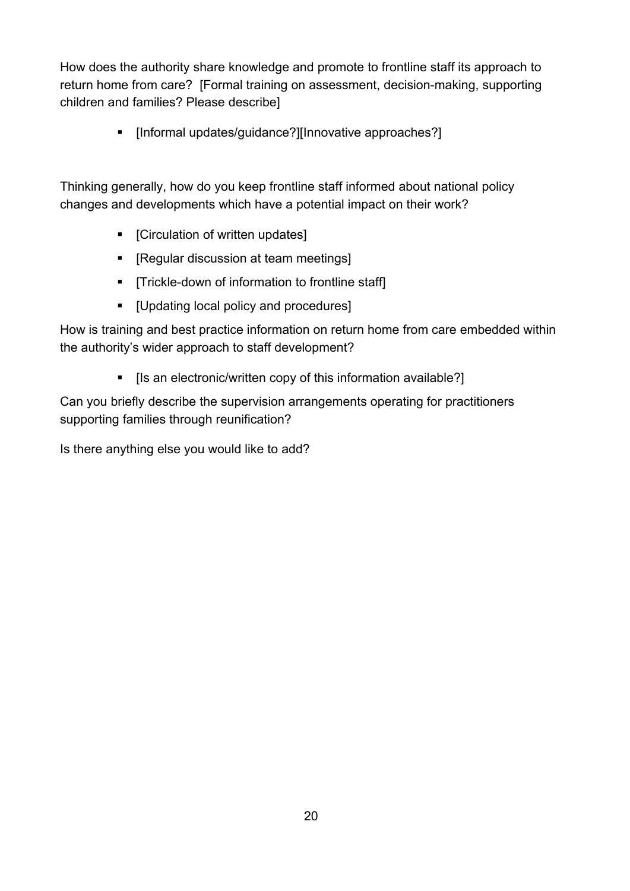How does the authority share knowledge and promote to frontline staff its approach to return home from care? [Formal training on assessment, decision-making, supporting children and families? Please describe]

- [Informal updates/guidance?][Innovative approaches?]

Thinking generally, how do you keep frontline staff informed about national policy changes and developments which have a potential impact on their work?

- [Circulation of written updates]
- [Regular discussion at team meetings]
- [Trickle-down of information to frontline staff]
- [Updating local policy and procedures]

How is training and best practice information on return home from care embedded within the authority's wider approach to staff development?

- [Is an electronic/written copy of this information available?]

Can you briefly describe the supervision arrangements operating for practitioners supporting families through reunification?

Is there anything else you would like to add?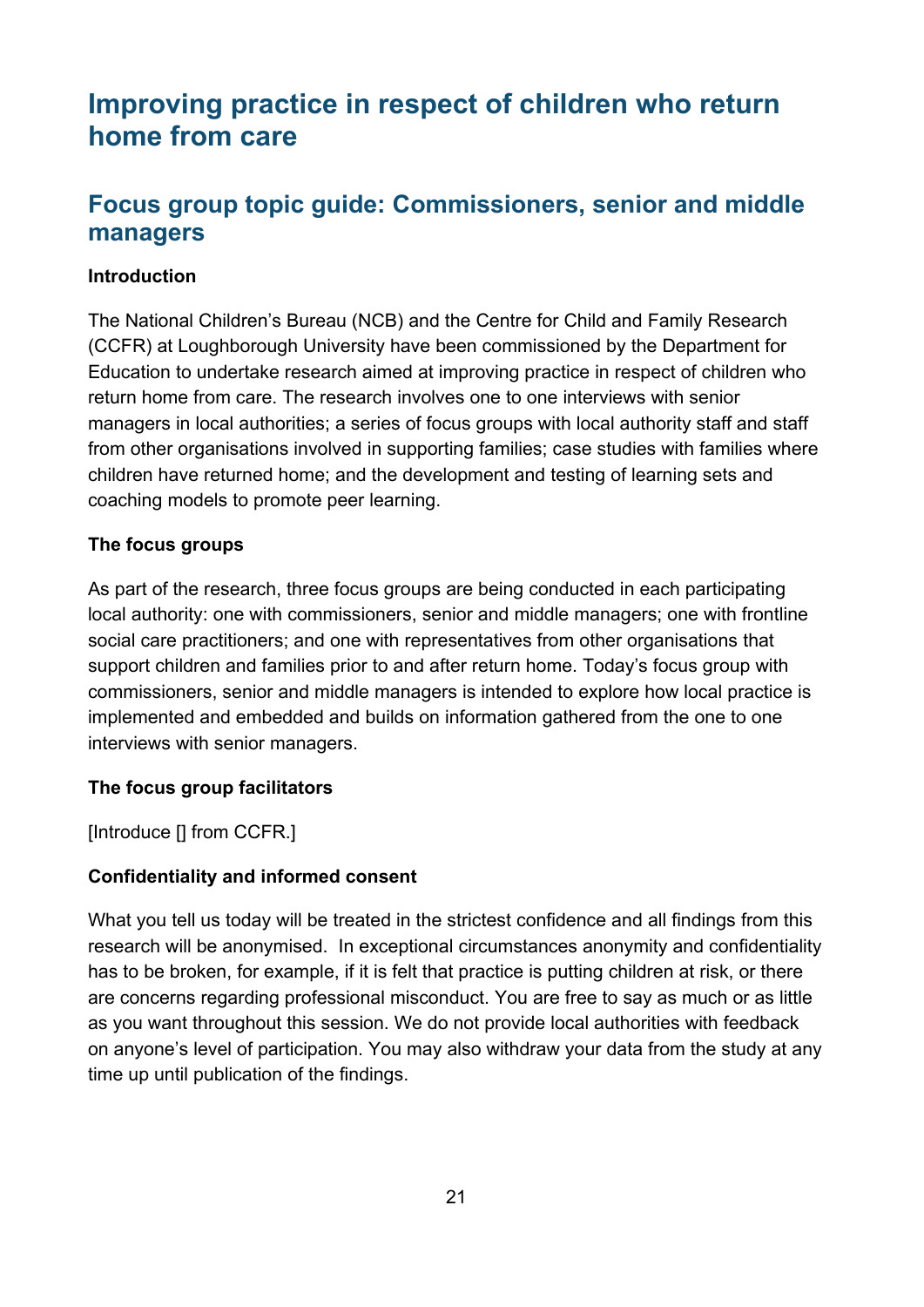# Improving practice in respect of children who return home from care

## Focus group topic guide: Commissioners, senior and middle managers

**Introduction**

The National Children's Bureau (NCB) and the Centre for Child and Family Research (CCFR) at Loughborough University have been commissioned by the Department for Education to undertake research aimed at improving practice in respect of children who return home from care. The research involves one to one interviews with senior managers in local authorities; a series of focus groups with local authority staff and staff from other organisations involved in supporting families; case studies with families where children have returned home; and the development and testing of learning sets and coaching models to promote peer learning.

**The focus groups**

As part of the research, three focus groups are being conducted in each participating local authority: one with commissioners, senior and middle managers; one with frontline social care practitioners; and one with representatives from other organisations that support children and families prior to and after return home. Today's focus group with commissioners, senior and middle managers is intended to explore how local practice is implemented and embedded and builds on information gathered from the one to one interviews with senior managers.

**The focus group facilitators**

[Introduce [] from CCFR.]

**Confidentiality and informed consent**

What you tell us today will be treated in the strictest confidence and all findings from this research will be anonymised. In exceptional circumstances anonymity and confidentiality has to be broken, for example, if it is felt that practice is putting children at risk, or there are concerns regarding professional misconduct. You are free to say as much or as little as you want throughout this session. We do not provide local authorities with feedback on anyone's level of participation. You may also withdraw your data from the study at any time up until publication of the findings.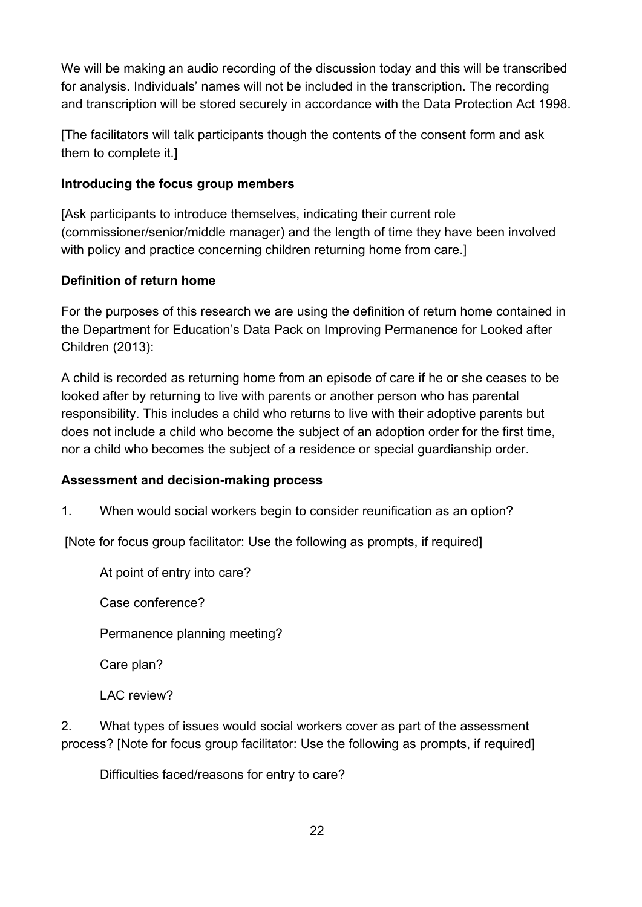We will be making an audio recording of the discussion today and this will be transcribed for analysis. Individuals' names will not be included in the transcription. The recording and transcription will be stored securely in accordance with the Data Protection Act 1998.

[The facilitators will talk participants though the contents of the consent form and ask them to complete it.]

**Introducing the focus group members**

[Ask participants to introduce themselves, indicating their current role (commissioner/senior/middle manager) and the length of time they have been involved with policy and practice concerning children returning home from care.]

**Definition of return home**

For the purposes of this research we are using the definition of return home contained in the Department for Education's Data Pack on Improving Permanence for Looked after Children (2013):

A child is recorded as returning home from an episode of care if he or she ceases to be looked after by returning to live with parents or another person who has parental responsibility. This includes a child who returns to live with their adoptive parents but does not include a child who become the subject of an adoption order for the first time, nor a child who becomes the subject of a residence or special guardianship order.

**Assessment and decision-making process**

1. When would social workers begin to consider reunification as an option?

[Note for focus group facilitator: Use the following as prompts, if required]

At point of entry into care?

Case conference?

Permanence planning meeting?

Care plan?

LAC review?

2. What types of issues would social workers cover as part of the assessment process? [Note for focus group facilitator: Use the following as prompts, if required]

Difficulties faced/reasons for entry to care?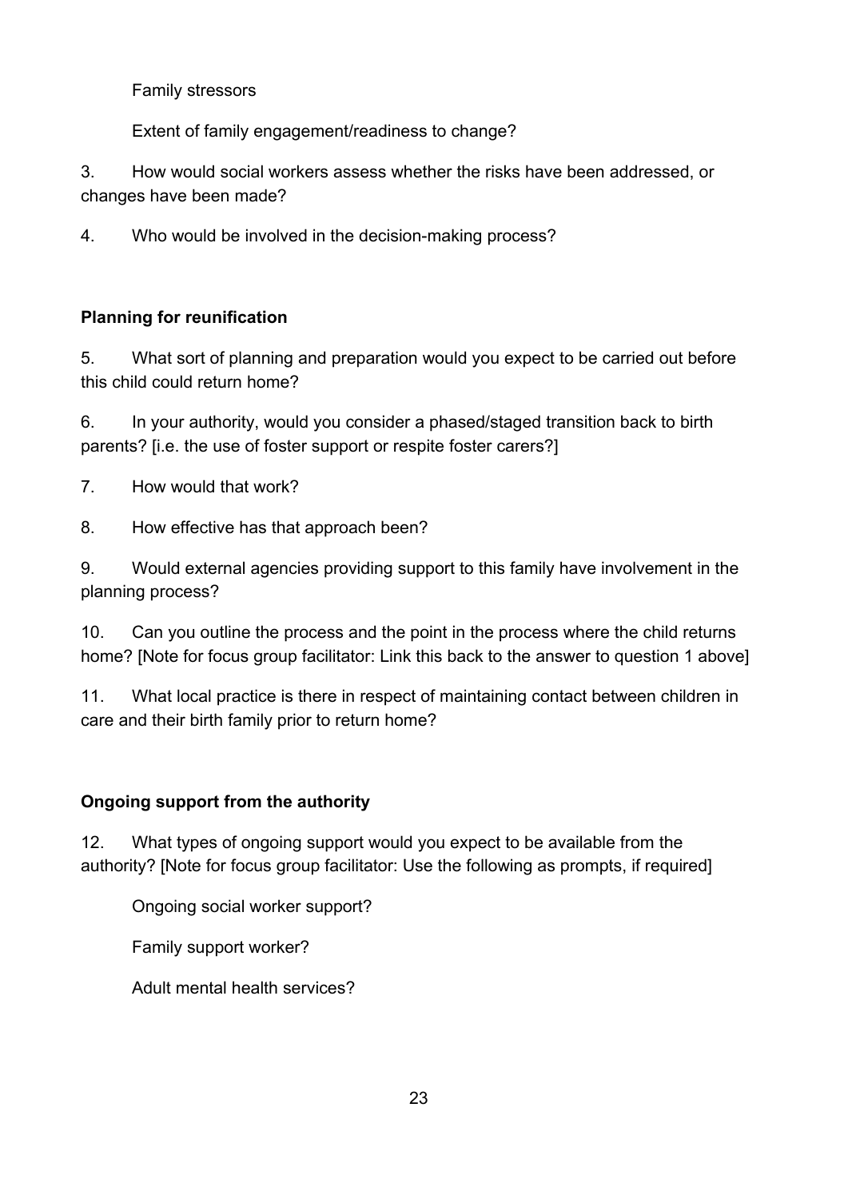Family stressors

Extent of family engagement/readiness to change?

3. How would social workers assess whether the risks have been addressed, or changes have been made?

4. Who would be involved in the decision-making process?

**Planning for reunification**

5. What sort of planning and preparation would you expect to be carried out before this child could return home?

6. In your authority, would you consider a phased/staged transition back to birth parents? [i.e. the use of foster support or respite foster carers?]

7. How would that work?

8. How effective has that approach been?

9. Would external agencies providing support to this family have involvement in the planning process?

10. Can you outline the process and the point in the process where the child returns home? [Note for focus group facilitator: Link this back to the answer to question 1 above]

11. What local practice is there in respect of maintaining contact between children in care and their birth family prior to return home?

**Ongoing support from the authority**

12. What types of ongoing support would you expect to be available from the authority? [Note for focus group facilitator: Use the following as prompts, if required]

Ongoing social worker support?

Family support worker?

Adult mental health services?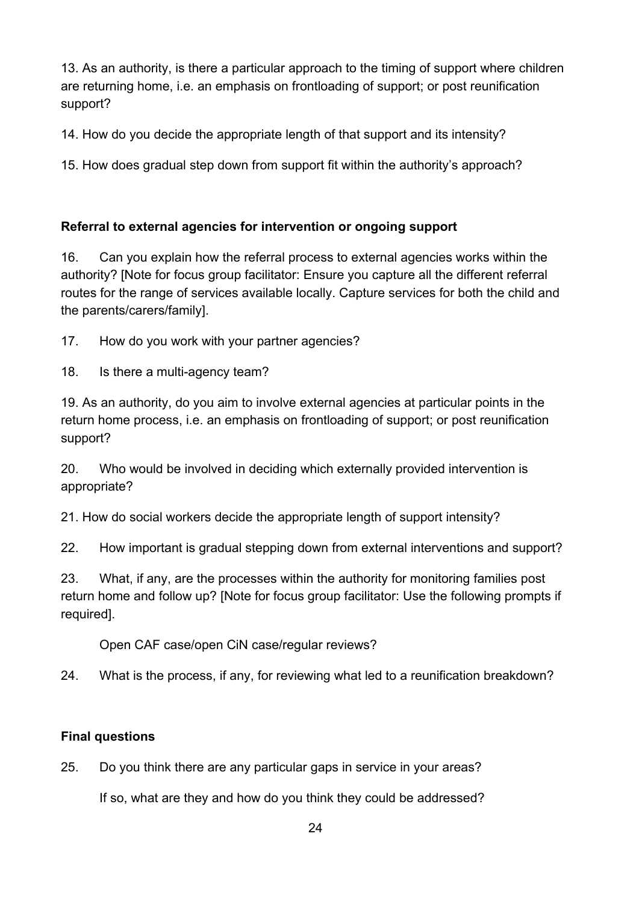13. As an authority, is there a particular approach to the timing of support where children are returning home, i.e. an emphasis on frontloading of support; or post reunification support?

14. How do you decide the appropriate length of that support and its intensity?

15. How does gradual step down from support fit within the authority's approach?

**Referral to external agencies for intervention or ongoing support**

16. Can you explain how the referral process to external agencies works within the authority? [Note for focus group facilitator: Ensure you capture all the different referral routes for the range of services available locally. Capture services for both the child and the parents/carers/family].

17. How do you work with your partner agencies?

18. Is there a multi-agency team?

19. As an authority, do you aim to involve external agencies at particular points in the return home process, i.e. an emphasis on frontloading of support; or post reunification support?

20. Who would be involved in deciding which externally provided intervention is appropriate?

21. How do social workers decide the appropriate length of support intensity?

22. How important is gradual stepping down from external interventions and support?

23. What, if any, are the processes within the authority for monitoring families post return home and follow up? [Note for focus group facilitator: Use the following prompts if required].

Open CAF case/open CiN case/regular reviews?

24. What is the process, if any, for reviewing what led to a reunification breakdown?

**Final questions**

25. Do you think there are any particular gaps in service in your areas?

If so, what are they and how do you think they could be addressed?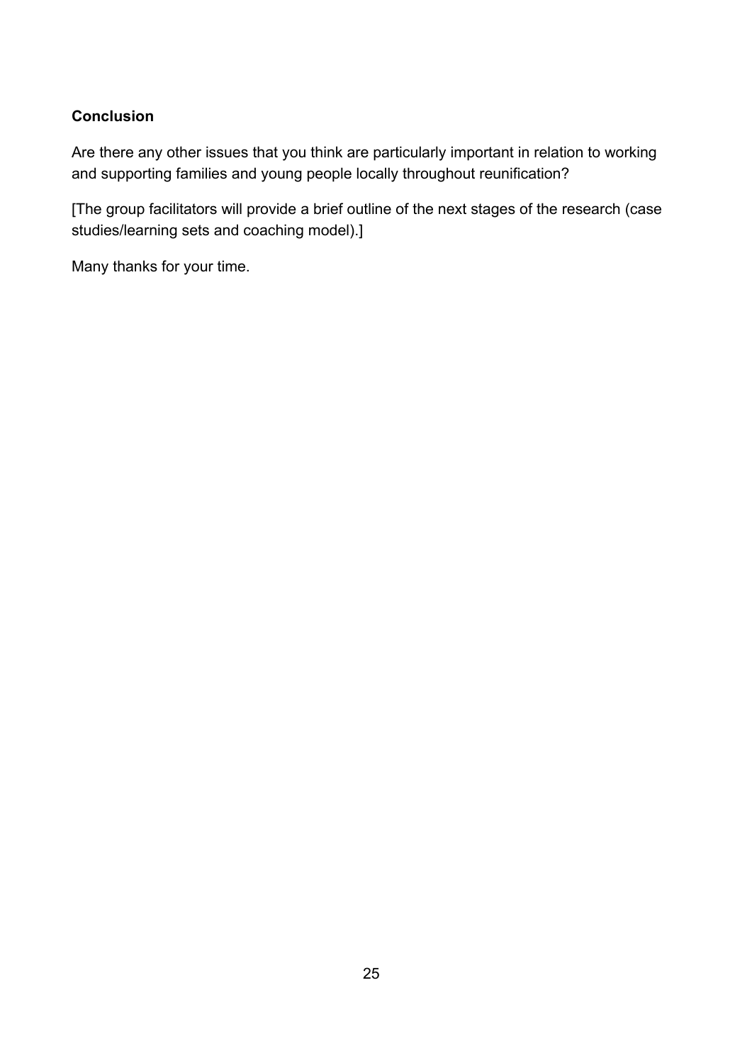**Conclusion**

Are there any other issues that you think are particularly important in relation to working and supporting families and young people locally throughout reunification?

[The group facilitators will provide a brief outline of the next stages of the research (case studies/learning sets and coaching model).]

Many thanks for your time.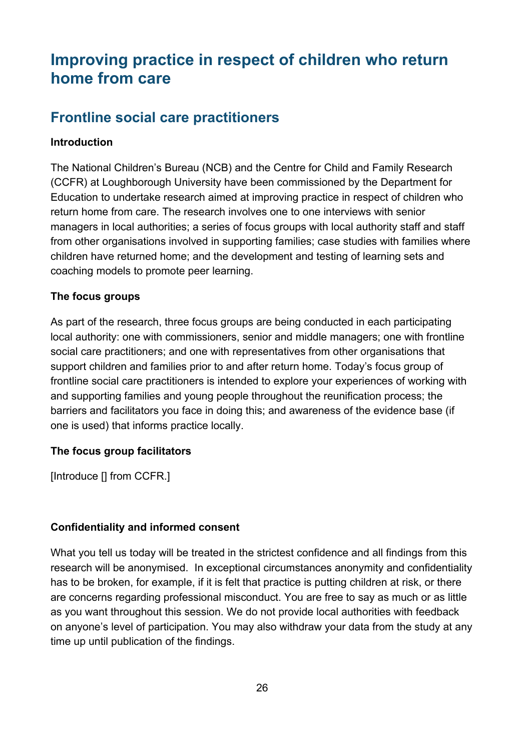# Improving practice in respect of children who return home from care

## Frontline social care practitioners

**Introduction**

The National Children's Bureau (NCB) and the Centre for Child and Family Research (CCFR) at Loughborough University have been commissioned by the Department for Education to undertake research aimed at improving practice in respect of children who return home from care. The research involves one to one interviews with senior managers in local authorities; a series of focus groups with local authority staff and staff from other organisations involved in supporting families; case studies with families where children have returned home; and the development and testing of learning sets and coaching models to promote peer learning.

**The focus groups**

As part of the research, three focus groups are being conducted in each participating local authority: one with commissioners, senior and middle managers; one with frontline social care practitioners; and one with representatives from other organisations that support children and families prior to and after return home. Today's focus group of frontline social care practitioners is intended to explore your experiences of working with and supporting families and young people throughout the reunification process; the barriers and facilitators you face in doing this; and awareness of the evidence base (if one is used) that informs practice locally.

**The focus group facilitators**

[Introduce [] from CCFR.]

**Confidentiality and informed consent**

What you tell us today will be treated in the strictest confidence and all findings from this research will be anonymised. In exceptional circumstances anonymity and confidentiality has to be broken, for example, if it is felt that practice is putting children at risk, or there are concerns regarding professional misconduct. You are free to say as much or as little as you want throughout this session. We do not provide local authorities with feedback on anyone's level of participation. You may also withdraw your data from the study at any time up until publication of the findings.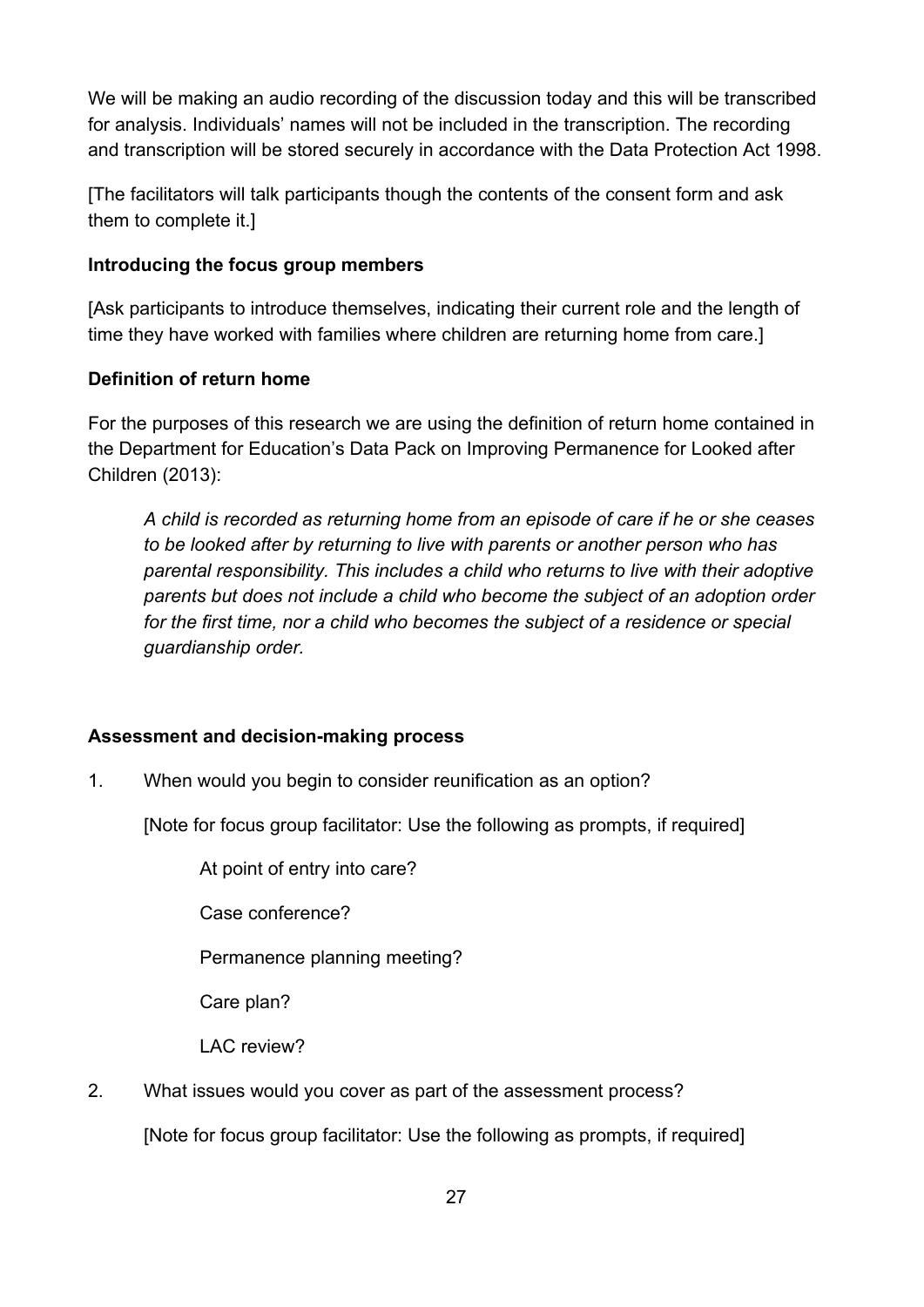We will be making an audio recording of the discussion today and this will be transcribed for analysis. Individuals' names will not be included in the transcription. The recording and transcription will be stored securely in accordance with the Data Protection Act 1998.

[The facilitators will talk participants though the contents of the consent form and ask them to complete it.]

**Introducing the focus group members**

[Ask participants to introduce themselves, indicating their current role and the length of time they have worked with families where children are returning home from care.]

**Definition of return home**

For the purposes of this research we are using the definition of return home contained in the Department for Education's Data Pack on Improving Permanence for Looked after Children (2013):

> *A child is recorded as returning home from an episode of care if he or she ceases to be looked after by returning to live with parents or another person who has parental responsibility. This includes a child who returns to live with their adoptive parents but does not include a child who become the subject of an adoption order for the first time, nor a child who becomes the subject of a residence or special guardianship order.*

**Assessment and decision-making process**

1. When would you begin to consider reunification as an option?

   [Note for focus group facilitator: Use the following as prompts, if required]

   At point of entry into care?

   Case conference?

   Permanence planning meeting?

   Care plan?

   LAC review?

2. What issues would you cover as part of the assessment process?

   [Note for focus group facilitator: Use the following as prompts, if required]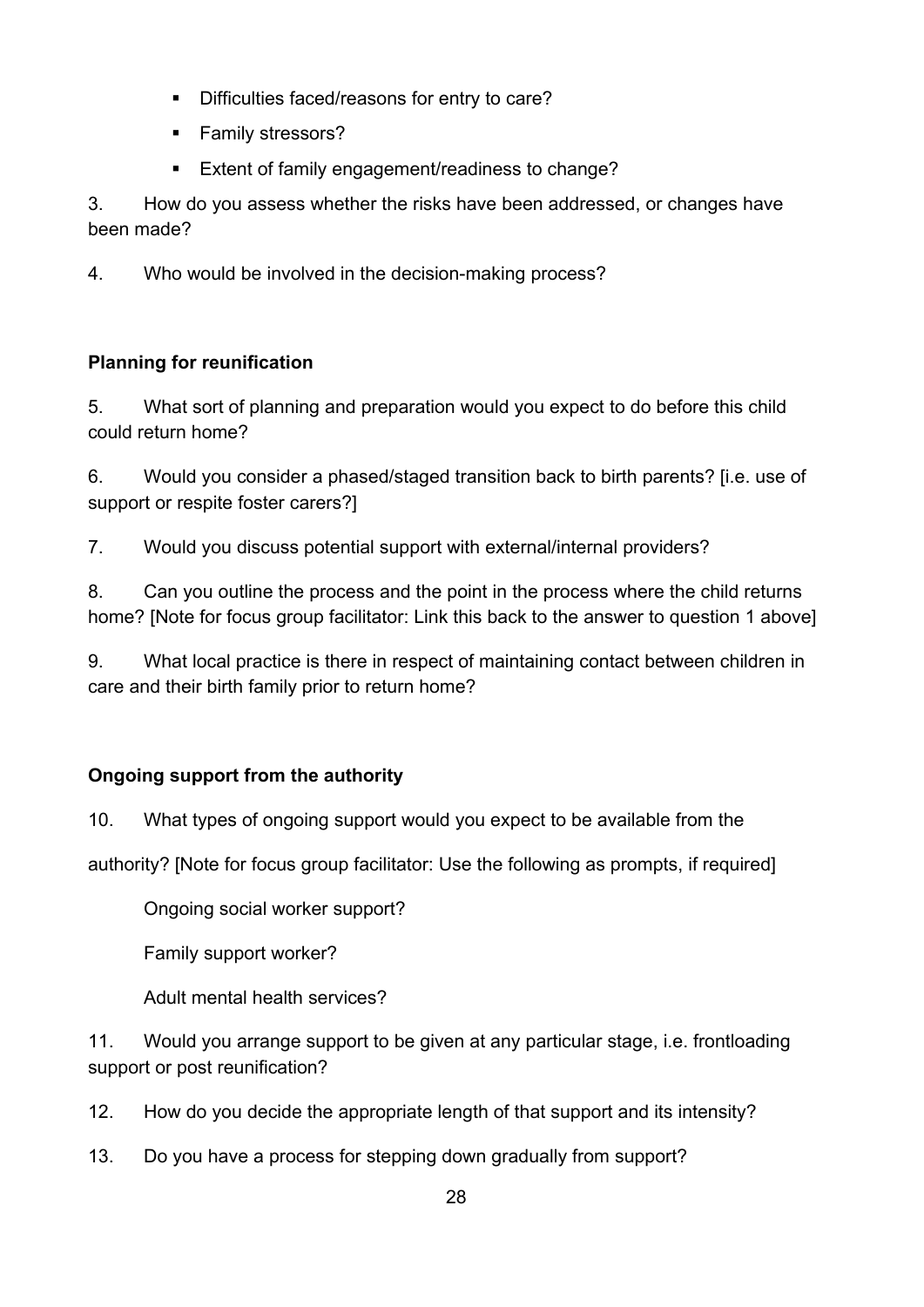- Difficulties faced/reasons for entry to care?
- Family stressors?
- Extent of family engagement/readiness to change?

3. How do you assess whether the risks have been addressed, or changes have been made?

4. Who would be involved in the decision-making process?

**Planning for reunification**

5. What sort of planning and preparation would you expect to do before this child could return home?

6. Would you consider a phased/staged transition back to birth parents? [i.e. use of support or respite foster carers?]

7. Would you discuss potential support with external/internal providers?

8. Can you outline the process and the point in the process where the child returns home? [Note for focus group facilitator: Link this back to the answer to question 1 above]

9. What local practice is there in respect of maintaining contact between children in care and their birth family prior to return home?

**Ongoing support from the authority**

10. What types of ongoing support would you expect to be available from the authority? [Note for focus group facilitator: Use the following as prompts, if required]

Ongoing social worker support?

Family support worker?

Adult mental health services?

11. Would you arrange support to be given at any particular stage, i.e. frontloading support or post reunification?

12. How do you decide the appropriate length of that support and its intensity?

13. Do you have a process for stepping down gradually from support?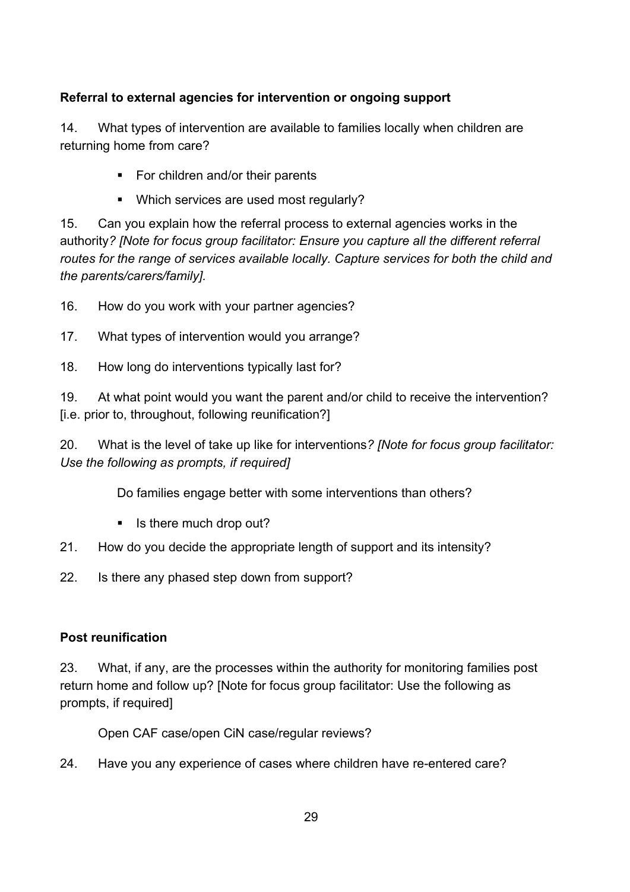**Referral to external agencies for intervention or ongoing support**

14. What types of intervention are available to families locally when children are returning home from care?

- For children and/or their parents
- Which services are used most regularly?

15. Can you explain how the referral process to external agencies works in the authority*? [Note for focus group facilitator: Ensure you capture all the different referral routes for the range of services available locally. Capture services for both the child and the parents/carers/family].*

16. How do you work with your partner agencies?

17. What types of intervention would you arrange?

18. How long do interventions typically last for?

19. At what point would you want the parent and/or child to receive the intervention? [i.e. prior to, throughout, following reunification?]

20. What is the level of take up like for interventions*? [Note for focus group facilitator: Use the following as prompts, if required]*

Do families engage better with some interventions than others?

- Is there much drop out?

21. How do you decide the appropriate length of support and its intensity?

22. Is there any phased step down from support?

**Post reunification**

23. What, if any, are the processes within the authority for monitoring families post return home and follow up? [Note for focus group facilitator: Use the following as prompts, if required]

Open CAF case/open CiN case/regular reviews?

24. Have you any experience of cases where children have re-entered care?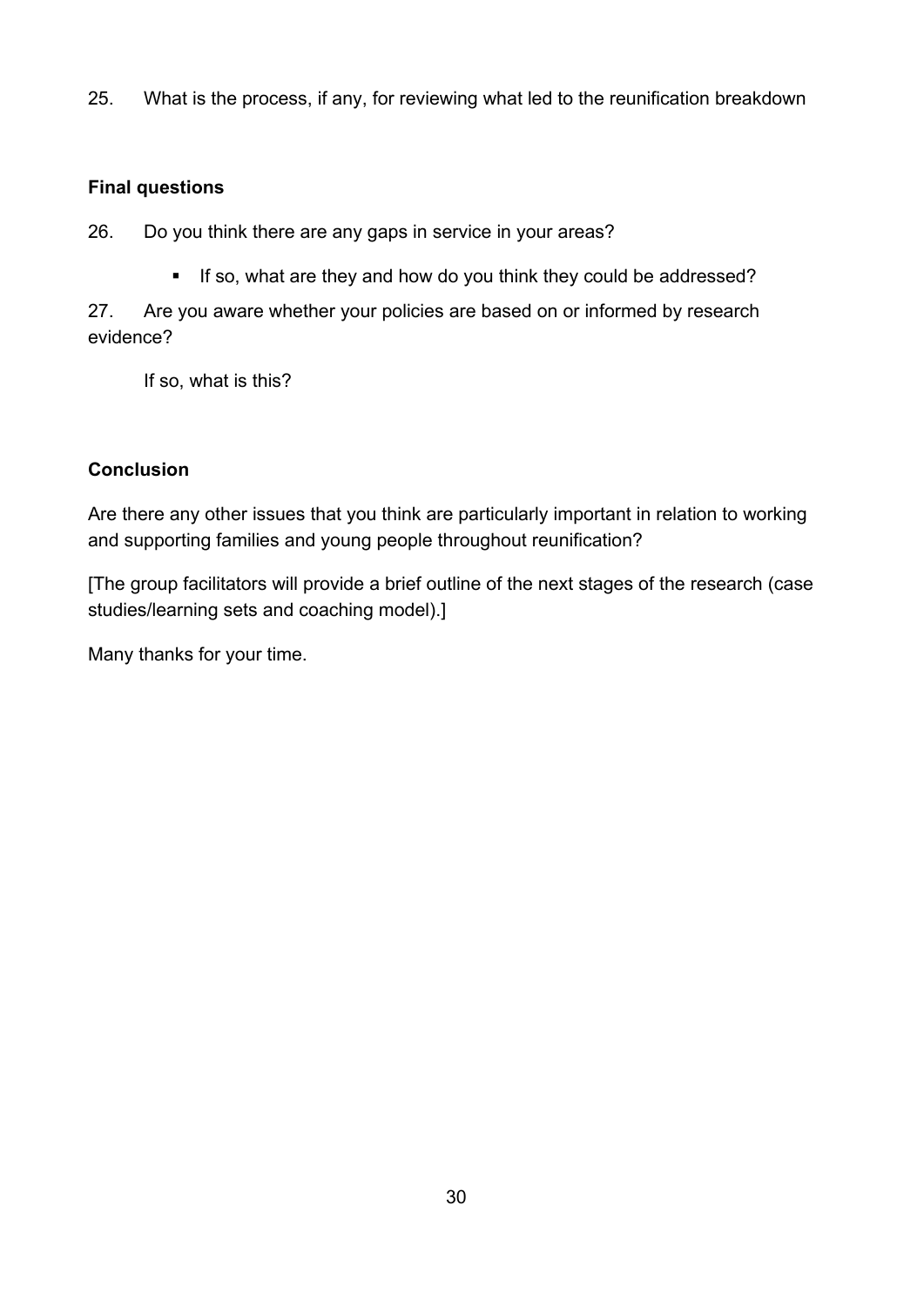25. What is the process, if any, for reviewing what led to the reunification breakdown

**Final questions**

26. Do you think there are any gaps in service in your areas?

    - If so, what are they and how do you think they could be addressed?

27. Are you aware whether your policies are based on or informed by research evidence?

    If so, what is this?

**Conclusion**

Are there any other issues that you think are particularly important in relation to working and supporting families and young people throughout reunification?

[The group facilitators will provide a brief outline of the next stages of the research (case studies/learning sets and coaching model).]

Many thanks for your time.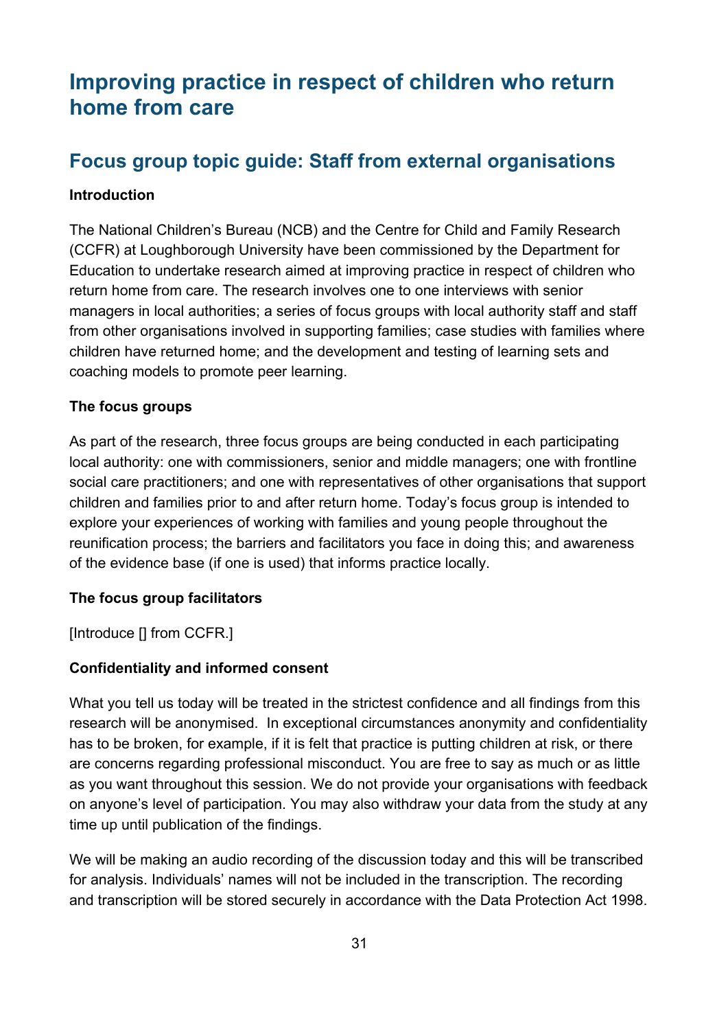# Improving practice in respect of children who return home from care

## Focus group topic guide: Staff from external organisations

**Introduction**

The National Children's Bureau (NCB) and the Centre for Child and Family Research (CCFR) at Loughborough University have been commissioned by the Department for Education to undertake research aimed at improving practice in respect of children who return home from care. The research involves one to one interviews with senior managers in local authorities; a series of focus groups with local authority staff and staff from other organisations involved in supporting families; case studies with families where children have returned home; and the development and testing of learning sets and coaching models to promote peer learning.

**The focus groups**

As part of the research, three focus groups are being conducted in each participating local authority: one with commissioners, senior and middle managers; one with frontline social care practitioners; and one with representatives of other organisations that support children and families prior to and after return home. Today's focus group is intended to explore your experiences of working with families and young people throughout the reunification process; the barriers and facilitators you face in doing this; and awareness of the evidence base (if one is used) that informs practice locally.

**The focus group facilitators**

[Introduce [] from CCFR.]

**Confidentiality and informed consent**

What you tell us today will be treated in the strictest confidence and all findings from this research will be anonymised. In exceptional circumstances anonymity and confidentiality has to be broken, for example, if it is felt that practice is putting children at risk, or there are concerns regarding professional misconduct. You are free to say as much or as little as you want throughout this session. We do not provide your organisations with feedback on anyone's level of participation. You may also withdraw your data from the study at any time up until publication of the findings.

We will be making an audio recording of the discussion today and this will be transcribed for analysis. Individuals' names will not be included in the transcription. The recording and transcription will be stored securely in accordance with the Data Protection Act 1998.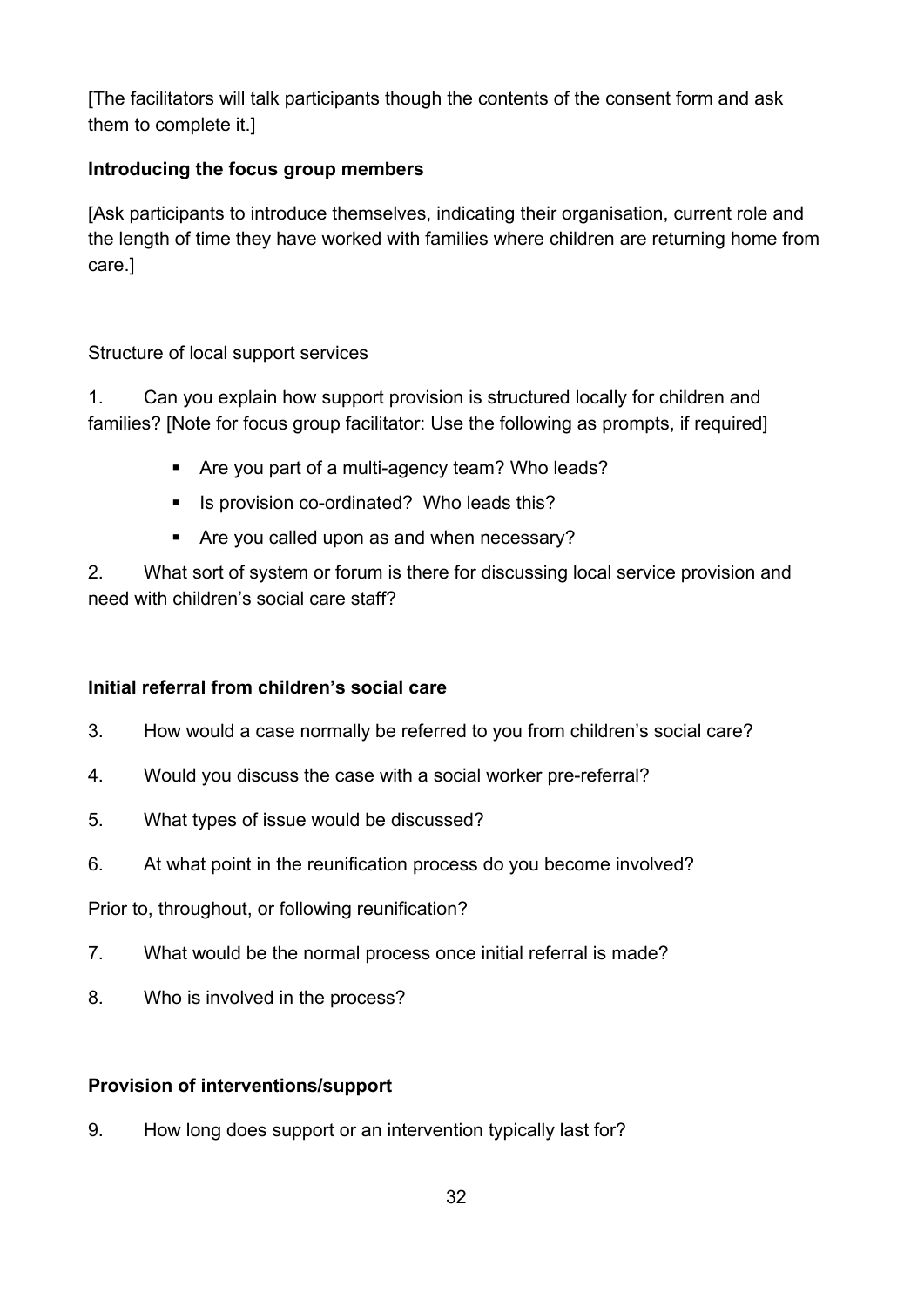[The facilitators will talk participants though the contents of the consent form and ask them to complete it.]

**Introducing the focus group members**

[Ask participants to introduce themselves, indicating their organisation, current role and the length of time they have worked with families where children are returning home from care.]

Structure of local support services

1. Can you explain how support provision is structured locally for children and families? [Note for focus group facilitator: Use the following as prompts, if required]

   - Are you part of a multi-agency team? Who leads?
   - Is provision co-ordinated? Who leads this?
   - Are you called upon as and when necessary?

2. What sort of system or forum is there for discussing local service provision and need with children's social care staff?

**Initial referral from children's social care**

3. How would a case normally be referred to you from children's social care?
4. Would you discuss the case with a social worker pre-referral?
5. What types of issue would be discussed?
6. At what point in the reunification process do you become involved?

Prior to, throughout, or following reunification?

7. What would be the normal process once initial referral is made?
8. Who is involved in the process?

**Provision of interventions/support**

9. How long does support or an intervention typically last for?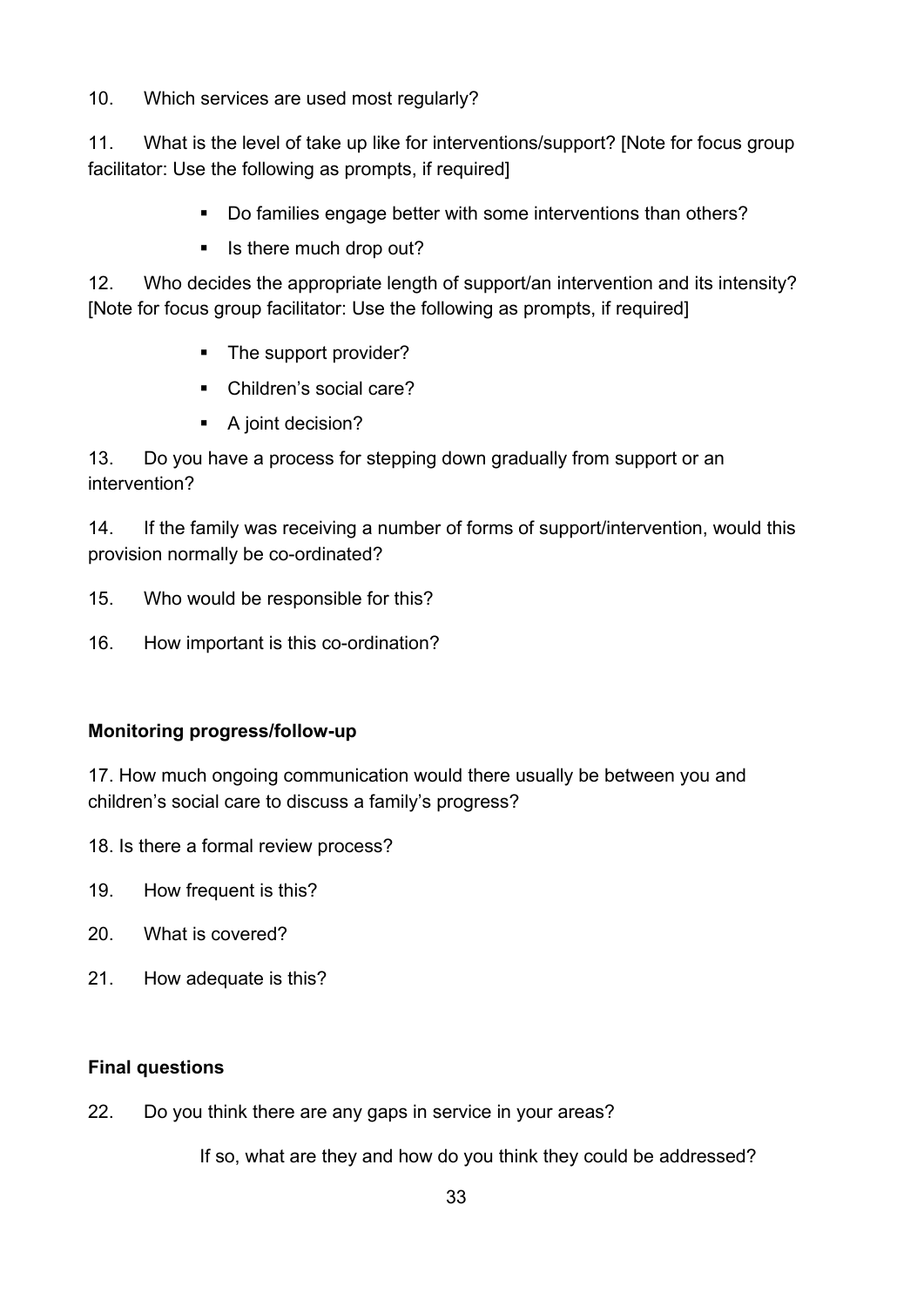10. Which services are used most regularly?

11. What is the level of take up like for interventions/support? [Note for focus group facilitator: Use the following as prompts, if required]

- Do families engage better with some interventions than others?
- Is there much drop out?

12. Who decides the appropriate length of support/an intervention and its intensity? [Note for focus group facilitator: Use the following as prompts, if required]

- The support provider?
- Children's social care?
- A joint decision?

13. Do you have a process for stepping down gradually from support or an intervention?

14. If the family was receiving a number of forms of support/intervention, would this provision normally be co-ordinated?

15. Who would be responsible for this?

16. How important is this co-ordination?

**Monitoring progress/follow-up**

17. How much ongoing communication would there usually be between you and children's social care to discuss a family's progress?

18. Is there a formal review process?

19. How frequent is this?

20. What is covered?

21. How adequate is this?

**Final questions**

22. Do you think there are any gaps in service in your areas?

If so, what are they and how do you think they could be addressed?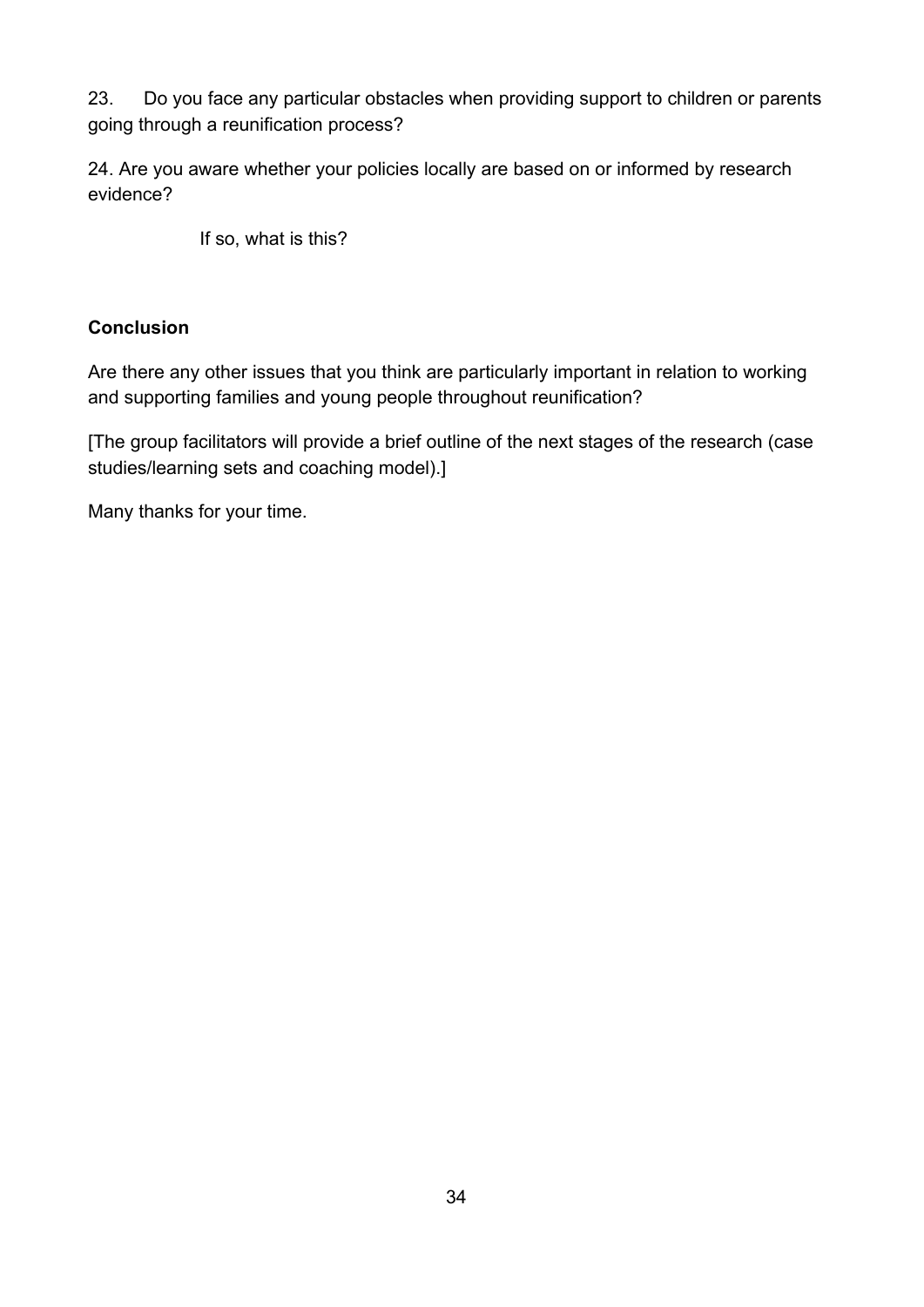23. Do you face any particular obstacles when providing support to children or parents going through a reunification process?

24. Are you aware whether your policies locally are based on or informed by research evidence?

If so, what is this?

**Conclusion**

Are there any other issues that you think are particularly important in relation to working and supporting families and young people throughout reunification?

[The group facilitators will provide a brief outline of the next stages of the research (case studies/learning sets and coaching model).]

Many thanks for your time.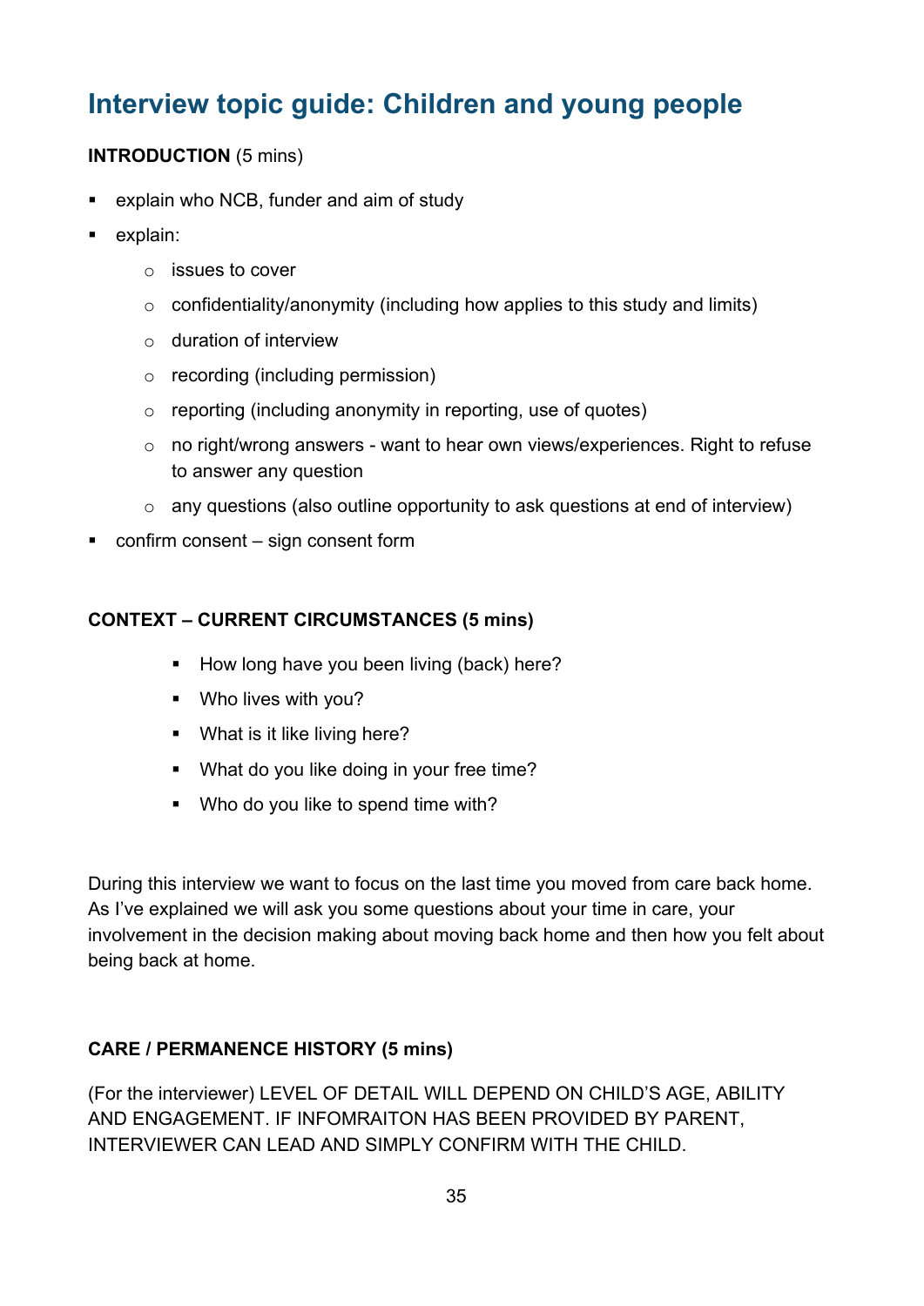# Interview topic guide: Children and young people

**INTRODUCTION** (5 mins)

- explain who NCB, funder and aim of study
- explain:
  - issues to cover
  - confidentiality/anonymity (including how applies to this study and limits)
  - duration of interview
  - recording (including permission)
  - reporting (including anonymity in reporting, use of quotes)
  - no right/wrong answers - want to hear own views/experiences. Right to refuse to answer any question
  - any questions (also outline opportunity to ask questions at end of interview)
- confirm consent – sign consent form

**CONTEXT – CURRENT CIRCUMSTANCES (5 mins)**

- How long have you been living (back) here?
- Who lives with you?
- What is it like living here?
- What do you like doing in your free time?
- Who do you like to spend time with?

During this interview we want to focus on the last time you moved from care back home. As I've explained we will ask you some questions about your time in care, your involvement in the decision making about moving back home and then how you felt about being back at home.

**CARE / PERMANENCE HISTORY (5 mins)**

(For the interviewer) LEVEL OF DETAIL WILL DEPEND ON CHILD'S AGE, ABILITY AND ENGAGEMENT. IF INFOMRAITON HAS BEEN PROVIDED BY PARENT, INTERVIEWER CAN LEAD AND SIMPLY CONFIRM WITH THE CHILD.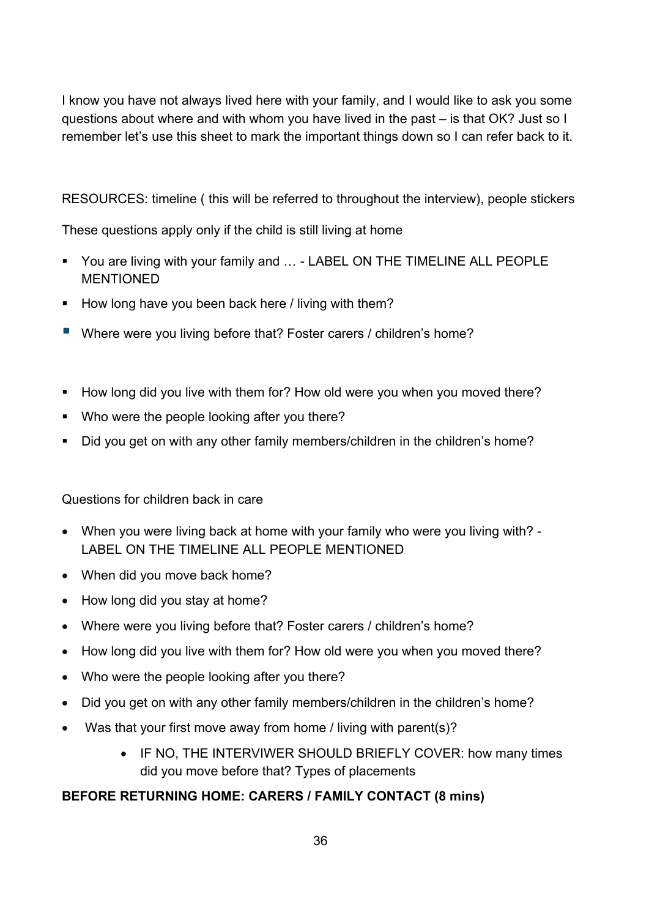I know you have not always lived here with your family, and I would like to ask you some questions about where and with whom you have lived in the past – is that OK? Just so I remember let's use this sheet to mark the important things down so I can refer back to it.

RESOURCES: timeline ( this will be referred to throughout the interview), people stickers

These questions apply only if the child is still living at home

- You are living with your family and … - LABEL ON THE TIMELINE ALL PEOPLE MENTIONED
- How long have you been back here / living with them?
- Where were you living before that? Foster carers / children's home?
- How long did you live with them for? How old were you when you moved there?
- Who were the people looking after you there?
- Did you get on with any other family members/children in the children's home?

Questions for children back in care

- When you were living back at home with your family who were you living with? - LABEL ON THE TIMELINE ALL PEOPLE MENTIONED
- When did you move back home?
- How long did you stay at home?
- Where were you living before that? Foster carers / children's home?
- How long did you live with them for? How old were you when you moved there?
- Who were the people looking after you there?
- Did you get on with any other family members/children in the children's home?
- Was that your first move away from home / living with parent(s)?
    - IF NO, THE INTERVIWER SHOULD BRIEFLY COVER: how many times did you move before that? Types of placements

**BEFORE RETURNING HOME: CARERS / FAMILY CONTACT (8 mins)**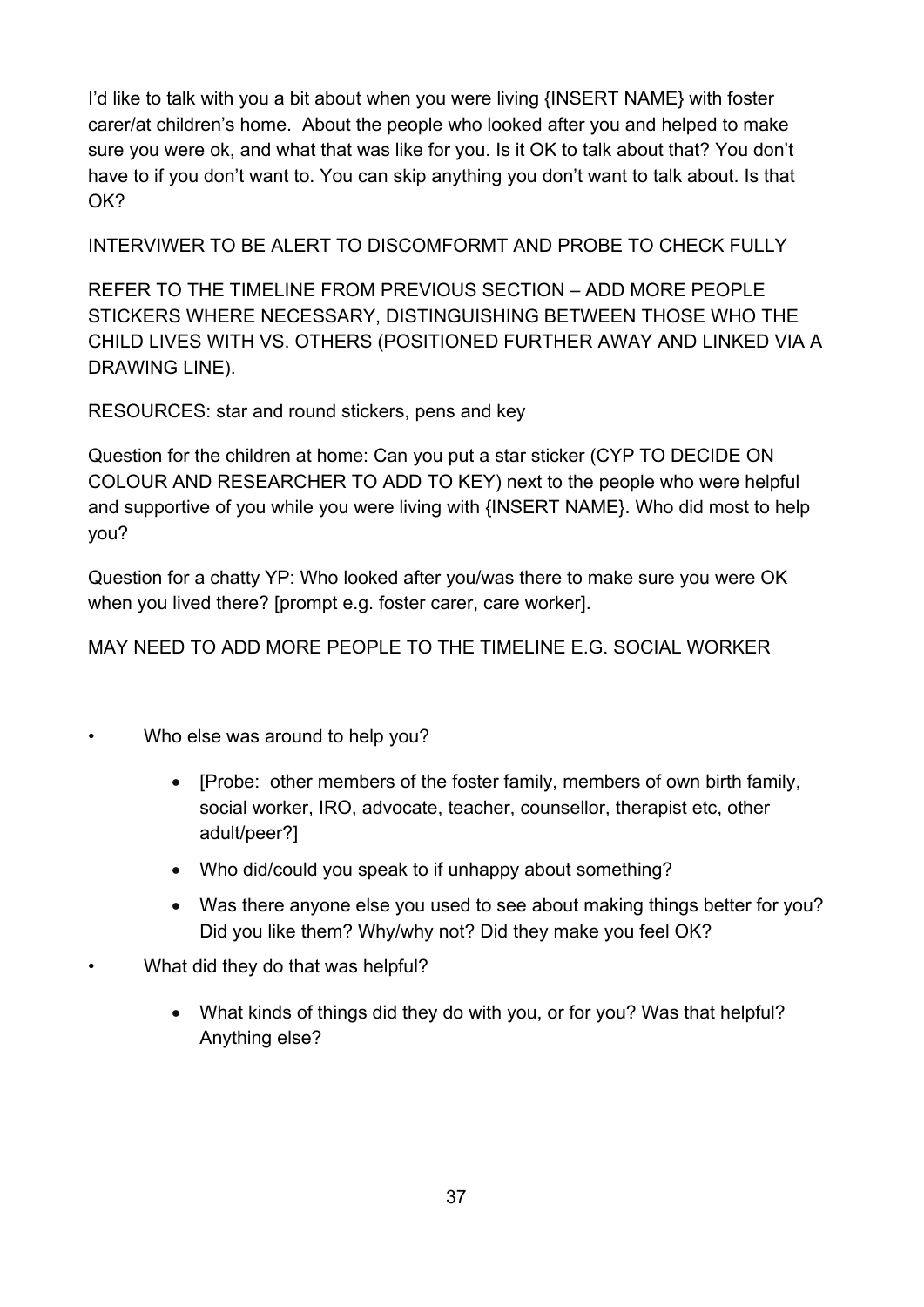I'd like to talk with you a bit about when you were living {INSERT NAME} with foster carer/at children's home. About the people who looked after you and helped to make sure you were ok, and what that was like for you. Is it OK to talk about that? You don't have to if you don't want to. You can skip anything you don't want to talk about. Is that OK?

INTERVIWER TO BE ALERT TO DISCOMFORMT AND PROBE TO CHECK FULLY

REFER TO THE TIMELINE FROM PREVIOUS SECTION – ADD MORE PEOPLE STICKERS WHERE NECESSARY, DISTINGUISHING BETWEEN THOSE WHO THE CHILD LIVES WITH VS. OTHERS (POSITIONED FURTHER AWAY AND LINKED VIA A DRAWING LINE).

RESOURCES: star and round stickers, pens and key

Question for the children at home: Can you put a star sticker (CYP TO DECIDE ON COLOUR AND RESEARCHER TO ADD TO KEY) next to the people who were helpful and supportive of you while you were living with {INSERT NAME}. Who did most to help you?

Question for a chatty YP: Who looked after you/was there to make sure you were OK when you lived there? [prompt e.g. foster carer, care worker].

MAY NEED TO ADD MORE PEOPLE TO THE TIMELINE E.G. SOCIAL WORKER

- Who else was around to help you?
  - [Probe: other members of the foster family, members of own birth family, social worker, IRO, advocate, teacher, counsellor, therapist etc, other adult/peer?]
  - Who did/could you speak to if unhappy about something?
  - Was there anyone else you used to see about making things better for you? Did you like them? Why/why not? Did they make you feel OK?
- What did they do that was helpful?
  - What kinds of things did they do with you, or for you? Was that helpful? Anything else?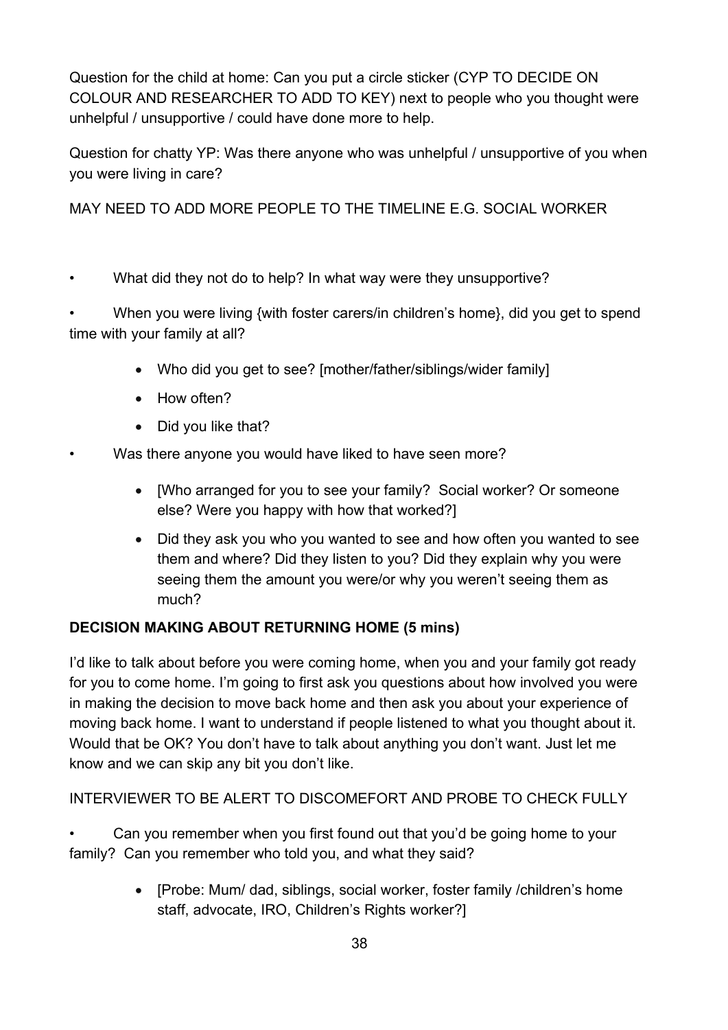Question for the child at home: Can you put a circle sticker (CYP TO DECIDE ON COLOUR AND RESEARCHER TO ADD TO KEY) next to people who you thought were unhelpful / unsupportive / could have done more to help.

Question for chatty YP: Was there anyone who was unhelpful / unsupportive of you when you were living in care?

MAY NEED TO ADD MORE PEOPLE TO THE TIMELINE E.G. SOCIAL WORKER

- What did they not do to help? In what way were they unsupportive?
- When you were living {with foster carers/in children's home}, did you get to spend time with your family at all?
    - Who did you get to see? [mother/father/siblings/wider family]
    - How often?
    - Did you like that?
- Was there anyone you would have liked to have seen more?
    - [Who arranged for you to see your family? Social worker? Or someone else? Were you happy with how that worked?]
    - Did they ask you who you wanted to see and how often you wanted to see them and where? Did they listen to you? Did they explain why you were seeing them the amount you were/or why you weren't seeing them as much?

**DECISION MAKING ABOUT RETURNING HOME (5 mins)**

I'd like to talk about before you were coming home, when you and your family got ready for you to come home. I'm going to first ask you questions about how involved you were in making the decision to move back home and then ask you about your experience of moving back home. I want to understand if people listened to what you thought about it. Would that be OK? You don't have to talk about anything you don't want. Just let me know and we can skip any bit you don't like.

INTERVIEWER TO BE ALERT TO DISCOMEFORT AND PROBE TO CHECK FULLY

- Can you remember when you first found out that you'd be going home to your family? Can you remember who told you, and what they said?
    - [Probe: Mum/ dad, siblings, social worker, foster family /children's home staff, advocate, IRO, Children's Rights worker?]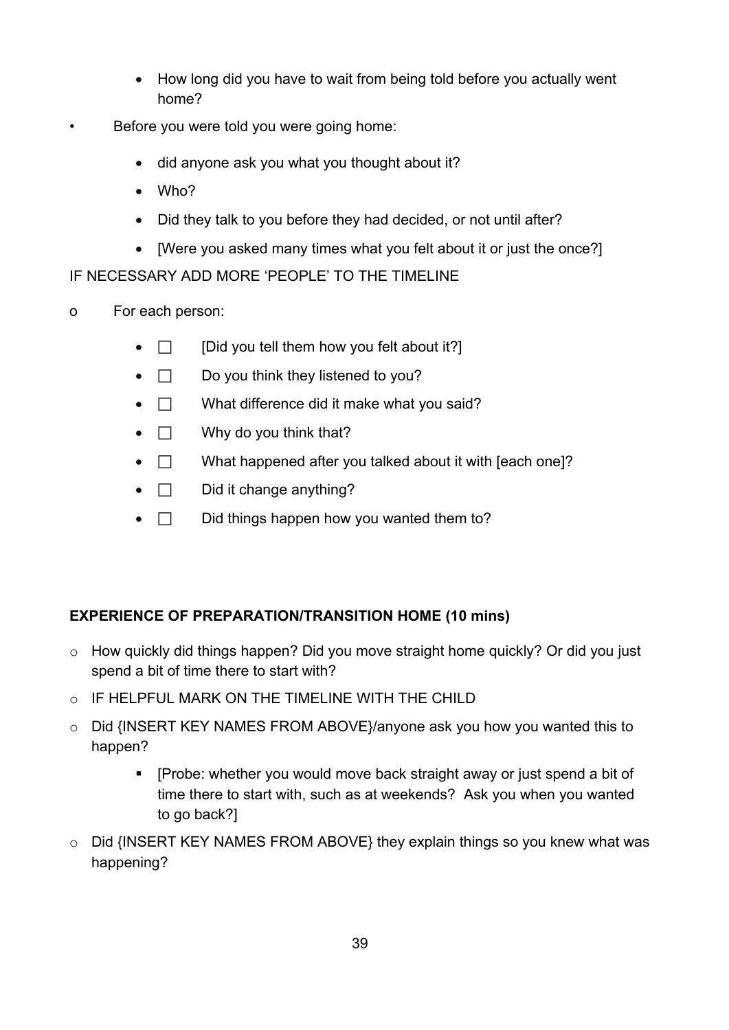- How long did you have to wait from being told before you actually went home?

- Before you were told you were going home:
  - did anyone ask you what you thought about it?
  - Who?
  - Did they talk to you before they had decided, or not until after?
  - [Were you asked many times what you felt about it or just the once?]

IF NECESSARY ADD MORE 'PEOPLE' TO THE TIMELINE

- For each person:
  - ☐ [Did you tell them how you felt about it?]
  - ☐ Do you think they listened to you?
  - ☐ What difference did it make what you said?
  - ☐ Why do you think that?
  - ☐ What happened after you talked about it with [each one]?
  - ☐ Did it change anything?
  - ☐ Did things happen how you wanted them to?

**EXPERIENCE OF PREPARATION/TRANSITION HOME (10 mins)**

- How quickly did things happen? Did you move straight home quickly? Or did you just spend a bit of time there to start with?
- IF HELPFUL MARK ON THE TIMELINE WITH THE CHILD
- Did {INSERT KEY NAMES FROM ABOVE}/anyone ask you how you wanted this to happen?
  - [Probe: whether you would move back straight away or just spend a bit of time there to start with, such as at weekends? Ask you when you wanted to go back?]
- Did {INSERT KEY NAMES FROM ABOVE} they explain things so you knew what was happening?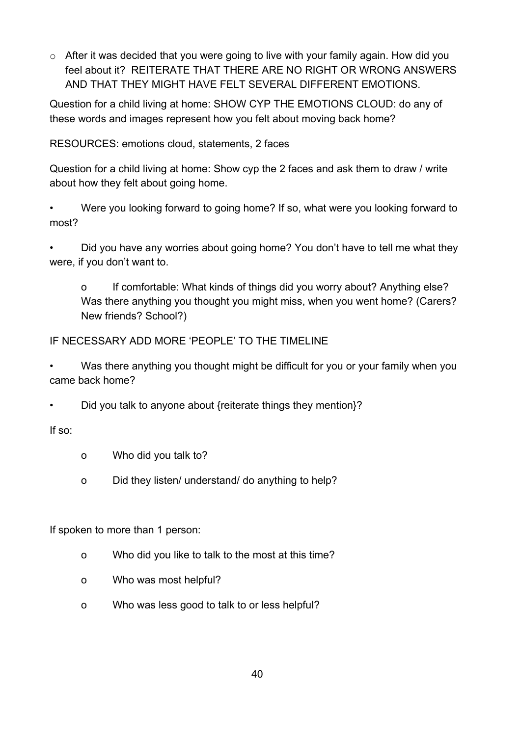- After it was decided that you were going to live with your family again. How did you feel about it? REITERATE THAT THERE ARE NO RIGHT OR WRONG ANSWERS AND THAT THEY MIGHT HAVE FELT SEVERAL DIFFERENT EMOTIONS.

Question for a child living at home: SHOW CYP THE EMOTIONS CLOUD: do any of these words and images represent how you felt about moving back home?

RESOURCES: emotions cloud, statements, 2 faces

Question for a child living at home: Show cyp the 2 faces and ask them to draw / write about how they felt about going home.

- Were you looking forward to going home? If so, what were you looking forward to most?
- Did you have any worries about going home? You don't have to tell me what they were, if you don't want to.
  - If comfortable: What kinds of things did you worry about? Anything else? Was there anything you thought you might miss, when you went home? (Carers? New friends? School?)

IF NECESSARY ADD MORE 'PEOPLE' TO THE TIMELINE

- Was there anything you thought might be difficult for you or your family when you came back home?
- Did you talk to anyone about {reiterate things they mention}?

If so:

- Who did you talk to?
- Did they listen/ understand/ do anything to help?

If spoken to more than 1 person:

- Who did you like to talk to the most at this time?
- Who was most helpful?
- Who was less good to talk to or less helpful?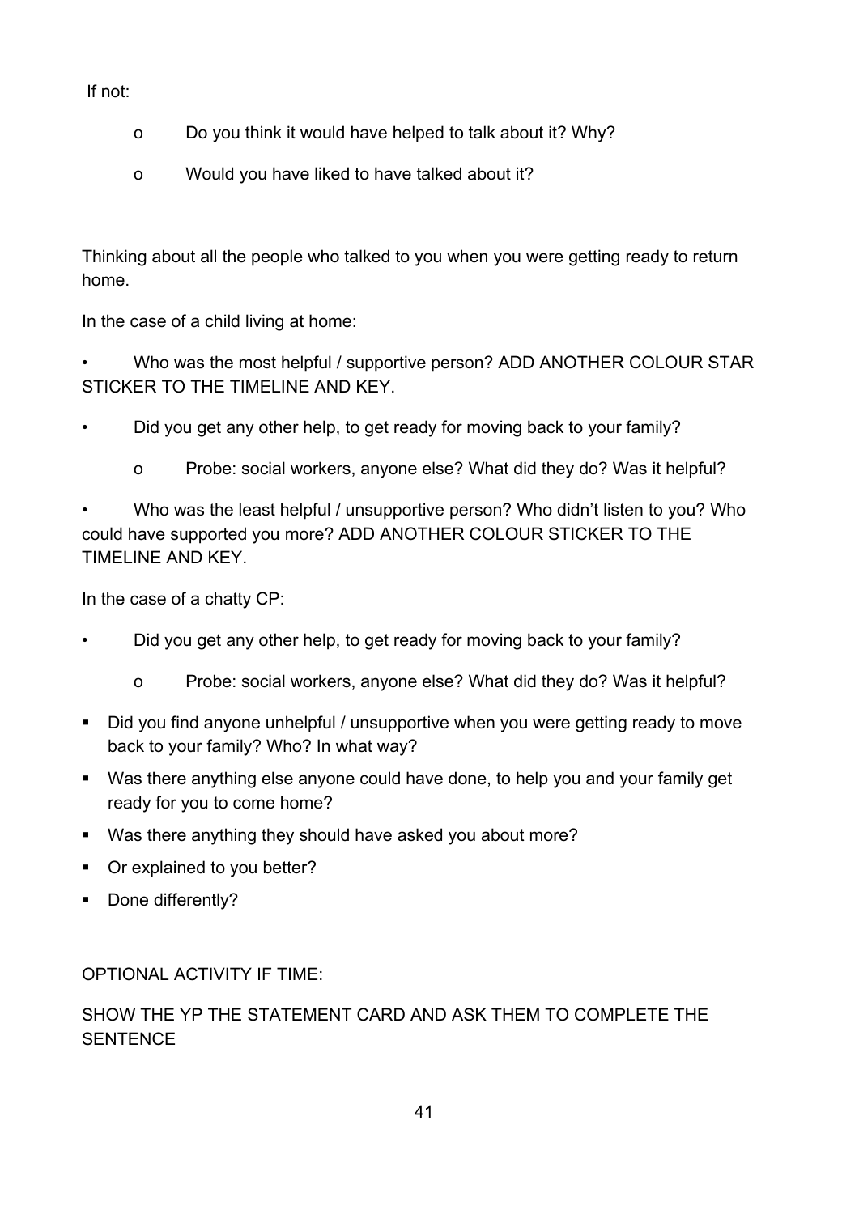If not:

  - o Do you think it would have helped to talk about it? Why?
  - o Would you have liked to have talked about it?

Thinking about all the people who talked to you when you were getting ready to return home.

In the case of a child living at home:

- Who was the most helpful / supportive person? ADD ANOTHER COLOUR STAR STICKER TO THE TIMELINE AND KEY.
- Did you get any other help, to get ready for moving back to your family?
  - o Probe: social workers, anyone else? What did they do? Was it helpful?
- Who was the least helpful / unsupportive person? Who didn't listen to you? Who could have supported you more? ADD ANOTHER COLOUR STICKER TO THE TIMELINE AND KEY.

In the case of a chatty CP:

- Did you get any other help, to get ready for moving back to your family?
  - o Probe: social workers, anyone else? What did they do? Was it helpful?
- Did you find anyone unhelpful / unsupportive when you were getting ready to move back to your family? Who? In what way?
- Was there anything else anyone could have done, to help you and your family get ready for you to come home?
- Was there anything they should have asked you about more?
- Or explained to you better?
- Done differently?

OPTIONAL ACTIVITY IF TIME:

SHOW THE YP THE STATEMENT CARD AND ASK THEM TO COMPLETE THE SENTENCE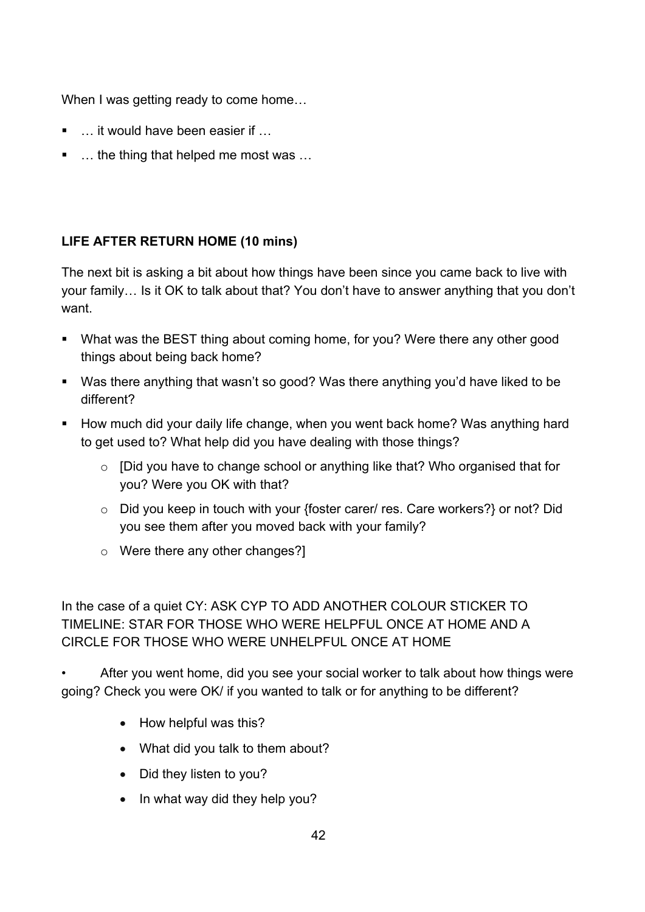When I was getting ready to come home…

- … it would have been easier if …
- … the thing that helped me most was …

**LIFE AFTER RETURN HOME (10 mins)**

The next bit is asking a bit about how things have been since you came back to live with your family… Is it OK to talk about that? You don't have to answer anything that you don't want.

- What was the BEST thing about coming home, for you? Were there any other good things about being back home?
- Was there anything that wasn't so good? Was there anything you'd have liked to be different?
- How much did your daily life change, when you went back home? Was anything hard to get used to? What help did you have dealing with those things?
    - [Did you have to change school or anything like that? Who organised that for you? Were you OK with that?
    - Did you keep in touch with your {foster carer/ res. Care workers?} or not? Did you see them after you moved back with your family?
    - Were there any other changes?]

In the case of a quiet CY: ASK CYP TO ADD ANOTHER COLOUR STICKER TO TIMELINE: STAR FOR THOSE WHO WERE HELPFUL ONCE AT HOME AND A CIRCLE FOR THOSE WHO WERE UNHELPFUL ONCE AT HOME

- After you went home, did you see your social worker to talk about how things were going? Check you were OK/ if you wanted to talk or for anything to be different?
    - How helpful was this?
    - What did you talk to them about?
    - Did they listen to you?
    - In what way did they help you?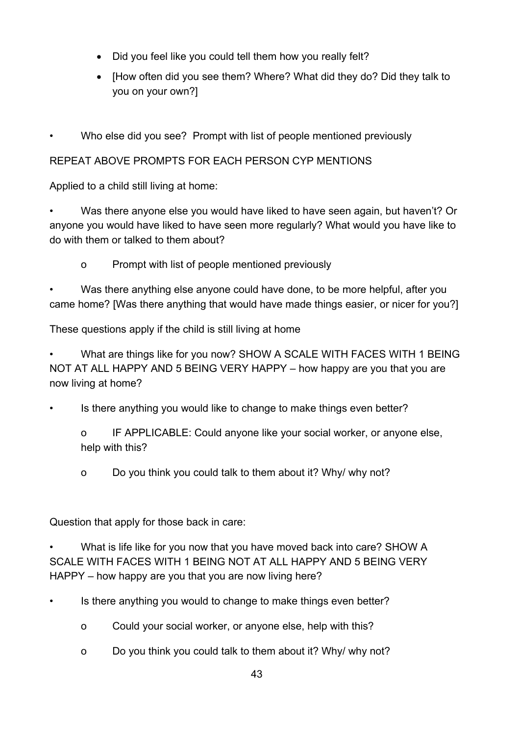- Did you feel like you could tell them how you really felt?
- [How often did you see them? Where? What did they do? Did they talk to you on your own?]

- Who else did you see? Prompt with list of people mentioned previously

REPEAT ABOVE PROMPTS FOR EACH PERSON CYP MENTIONS

Applied to a child still living at home:

- Was there anyone else you would have liked to have seen again, but haven't? Or anyone you would have liked to have seen more regularly? What would you have like to do with them or talked to them about?
    - o Prompt with list of people mentioned previously
- Was there anything else anyone could have done, to be more helpful, after you came home? [Was there anything that would have made things easier, or nicer for you?]

These questions apply if the child is still living at home

- What are things like for you now? SHOW A SCALE WITH FACES WITH 1 BEING NOT AT ALL HAPPY AND 5 BEING VERY HAPPY – how happy are you that you are now living at home?
- Is there anything you would like to change to make things even better?
    - o IF APPLICABLE: Could anyone like your social worker, or anyone else, help with this?
    - o Do you think you could talk to them about it? Why/ why not?

Question that apply for those back in care:

- What is life like for you now that you have moved back into care? SHOW A SCALE WITH FACES WITH 1 BEING NOT AT ALL HAPPY AND 5 BEING VERY HAPPY – how happy are you that you are now living here?
- Is there anything you would to change to make things even better?
    - o Could your social worker, or anyone else, help with this?
    - o Do you think you could talk to them about it? Why/ why not?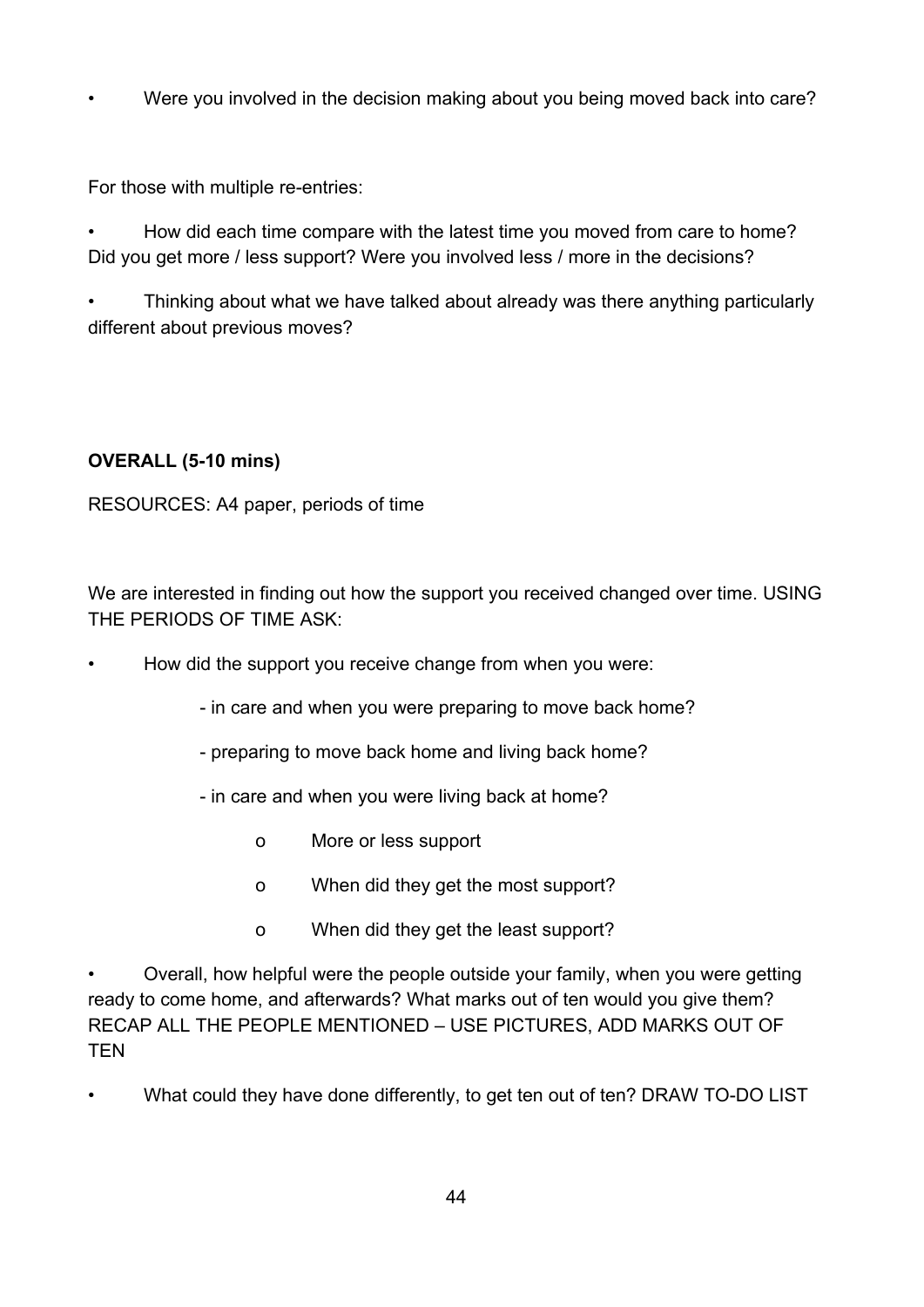- Were you involved in the decision making about you being moved back into care?

For those with multiple re-entries:

- How did each time compare with the latest time you moved from care to home? Did you get more / less support? Were you involved less / more in the decisions?
- Thinking about what we have talked about already was there anything particularly different about previous moves?

**OVERALL (5-10 mins)**

RESOURCES: A4 paper, periods of time

We are interested in finding out how the support you received changed over time. USING THE PERIODS OF TIME ASK:

- How did the support you receive change from when you were:
  - in care and when you were preparing to move back home?
  - preparing to move back home and living back home?
  - in care and when you were living back at home?
    - More or less support
    - When did they get the most support?
    - When did they get the least support?
- Overall, how helpful were the people outside your family, when you were getting ready to come home, and afterwards? What marks out of ten would you give them? RECAP ALL THE PEOPLE MENTIONED – USE PICTURES, ADD MARKS OUT OF TEN
- What could they have done differently, to get ten out of ten? DRAW TO-DO LIST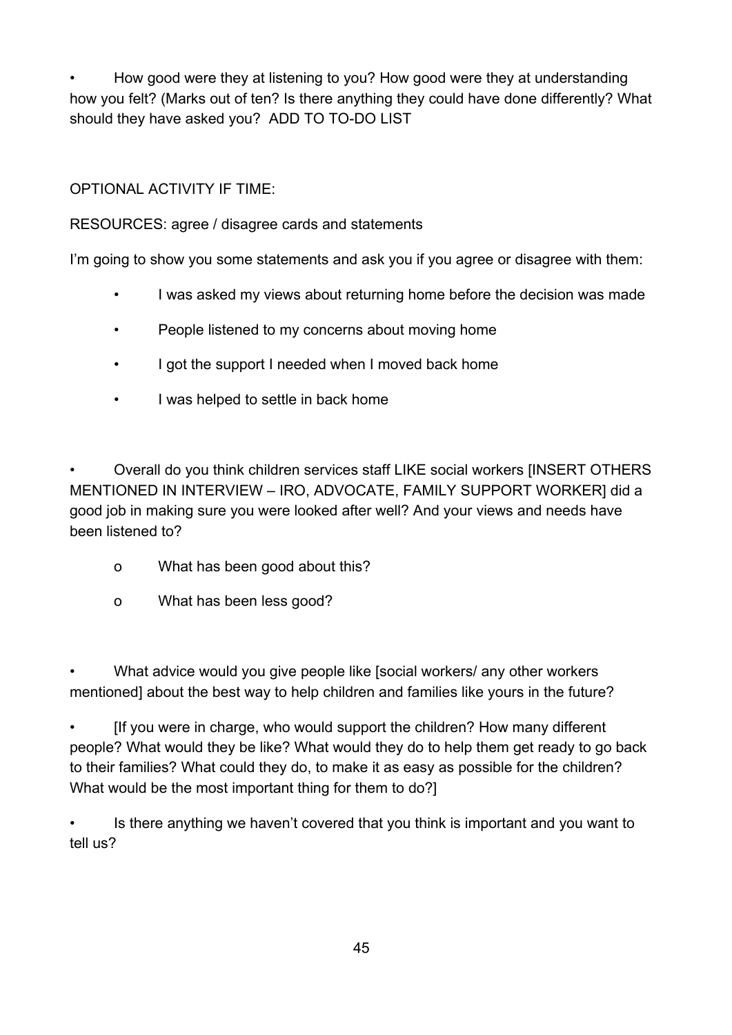- How good were they at listening to you? How good were they at understanding how you felt? (Marks out of ten? Is there anything they could have done differently? What should they have asked you? ADD TO TO-DO LIST

OPTIONAL ACTIVITY IF TIME:

RESOURCES: agree / disagree cards and statements

I'm going to show you some statements and ask you if you agree or disagree with them:

- I was asked my views about returning home before the decision was made
- People listened to my concerns about moving home
- I got the support I needed when I moved back home
- I was helped to settle in back home

- Overall do you think children services staff LIKE social workers [INSERT OTHERS MENTIONED IN INTERVIEW – IRO, ADVOCATE, FAMILY SUPPORT WORKER] did a good job in making sure you were looked after well? And your views and needs have been listened to?
  - What has been good about this?
  - What has been less good?

- What advice would you give people like [social workers/ any other workers mentioned] about the best way to help children and families like yours in the future?
- [If you were in charge, who would support the children? How many different people? What would they be like? What would they do to help them get ready to go back to their families? What could they do, to make it as easy as possible for the children? What would be the most important thing for them to do?]
- Is there anything we haven't covered that you think is important and you want to tell us?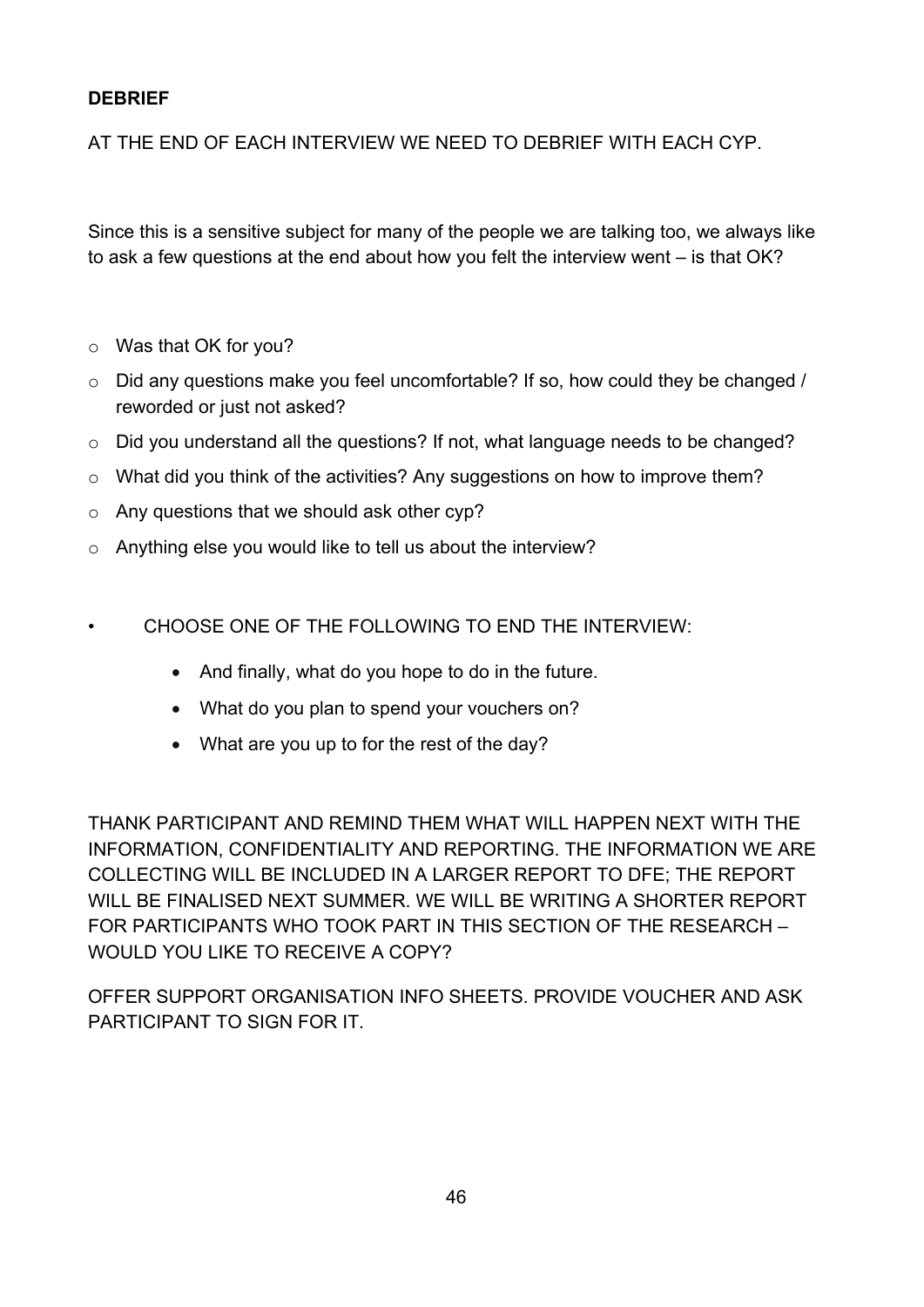**DEBRIEF**

AT THE END OF EACH INTERVIEW WE NEED TO DEBRIEF WITH EACH CYP.

Since this is a sensitive subject for many of the people we are talking too, we always like to ask a few questions at the end about how you felt the interview went – is that OK?

- Was that OK for you?
- Did any questions make you feel uncomfortable? If so, how could they be changed / reworded or just not asked?
- Did you understand all the questions? If not, what language needs to be changed?
- What did you think of the activities? Any suggestions on how to improve them?
- Any questions that we should ask other cyp?
- Anything else you would like to tell us about the interview?

- CHOOSE ONE OF THE FOLLOWING TO END THE INTERVIEW:
    - And finally, what do you hope to do in the future.
    - What do you plan to spend your vouchers on?
    - What are you up to for the rest of the day?

THANK PARTICIPANT AND REMIND THEM WHAT WILL HAPPEN NEXT WITH THE INFORMATION, CONFIDENTIALITY AND REPORTING. THE INFORMATION WE ARE COLLECTING WILL BE INCLUDED IN A LARGER REPORT TO DFE; THE REPORT WILL BE FINALISED NEXT SUMMER. WE WILL BE WRITING A SHORTER REPORT FOR PARTICIPANTS WHO TOOK PART IN THIS SECTION OF THE RESEARCH – WOULD YOU LIKE TO RECEIVE A COPY?

OFFER SUPPORT ORGANISATION INFO SHEETS. PROVIDE VOUCHER AND ASK PARTICIPANT TO SIGN FOR IT.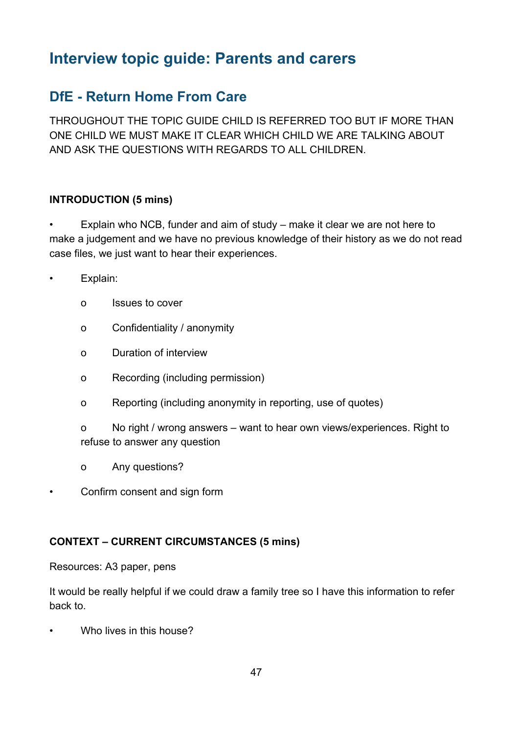# Interview topic guide: Parents and carers

## DfE - Return Home From Care

THROUGHOUT THE TOPIC GUIDE CHILD IS REFERRED TOO BUT IF MORE THAN ONE CHILD WE MUST MAKE IT CLEAR WHICH CHILD WE ARE TALKING ABOUT AND ASK THE QUESTIONS WITH REGARDS TO ALL CHILDREN.

**INTRODUCTION (5 mins)**

- Explain who NCB, funder and aim of study – make it clear we are not here to make a judgement and we have no previous knowledge of their history as we do not read case files, we just want to hear their experiences.
- Explain:
    - Issues to cover
    - Confidentiality / anonymity
    - Duration of interview
    - Recording (including permission)
    - Reporting (including anonymity in reporting, use of quotes)
    - No right / wrong answers – want to hear own views/experiences. Right to refuse to answer any question
    - Any questions?
- Confirm consent and sign form

**CONTEXT – CURRENT CIRCUMSTANCES (5 mins)**

Resources: A3 paper, pens

It would be really helpful if we could draw a family tree so I have this information to refer back to.

- Who lives in this house?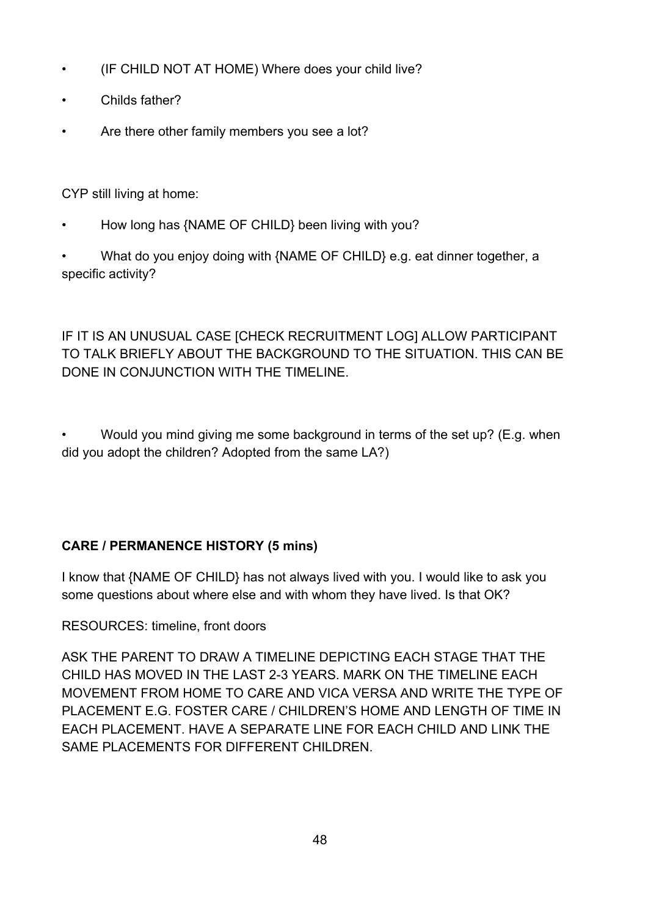- (IF CHILD NOT AT HOME) Where does your child live?
- Childs father?
- Are there other family members you see a lot?

CYP still living at home:

- How long has {NAME OF CHILD} been living with you?
- What do you enjoy doing with {NAME OF CHILD} e.g. eat dinner together, a specific activity?

IF IT IS AN UNUSUAL CASE [CHECK RECRUITMENT LOG] ALLOW PARTICIPANT TO TALK BRIEFLY ABOUT THE BACKGROUND TO THE SITUATION. THIS CAN BE DONE IN CONJUNCTION WITH THE TIMELINE.

- Would you mind giving me some background in terms of the set up? (E.g. when did you adopt the children? Adopted from the same LA?)

**CARE / PERMANENCE HISTORY (5 mins)**

I know that {NAME OF CHILD} has not always lived with you. I would like to ask you some questions about where else and with whom they have lived. Is that OK?

RESOURCES: timeline, front doors

ASK THE PARENT TO DRAW A TIMELINE DEPICTING EACH STAGE THAT THE CHILD HAS MOVED IN THE LAST 2-3 YEARS. MARK ON THE TIMELINE EACH MOVEMENT FROM HOME TO CARE AND VICA VERSA AND WRITE THE TYPE OF PLACEMENT E.G. FOSTER CARE / CHILDREN'S HOME AND LENGTH OF TIME IN EACH PLACEMENT. HAVE A SEPARATE LINE FOR EACH CHILD AND LINK THE SAME PLACEMENTS FOR DIFFERENT CHILDREN.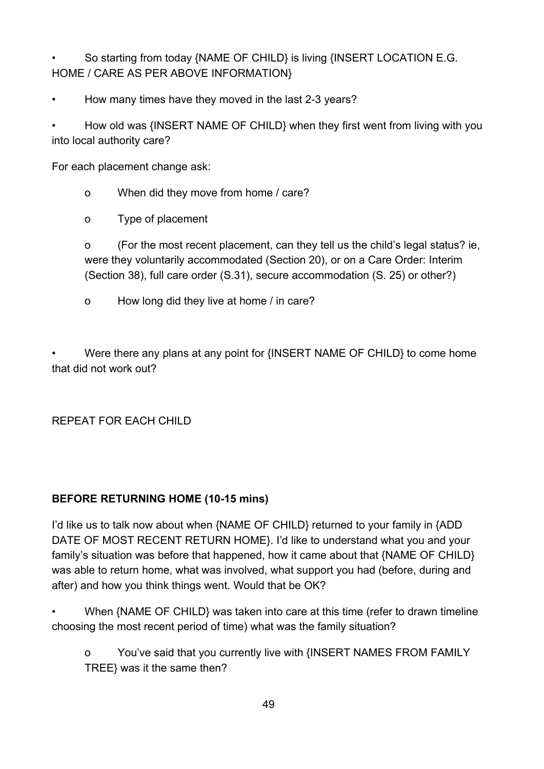- So starting from today {NAME OF CHILD} is living {INSERT LOCATION E.G. HOME / CARE AS PER ABOVE INFORMATION}

- How many times have they moved in the last 2-3 years?

- How old was {INSERT NAME OF CHILD} when they first went from living with you into local authority care?

For each placement change ask:

  - When did they move from home / care?
  - Type of placement
  - (For the most recent placement, can they tell us the child's legal status? ie, were they voluntarily accommodated (Section 20), or on a Care Order: Interim (Section 38), full care order (S.31), secure accommodation (S. 25) or other?)
  - How long did they live at home / in care?

- Were there any plans at any point for {INSERT NAME OF CHILD} to come home that did not work out?

REPEAT FOR EACH CHILD

**BEFORE RETURNING HOME (10-15 mins)**

I'd like us to talk now about when {NAME OF CHILD} returned to your family in {ADD DATE OF MOST RECENT RETURN HOME}. I'd like to understand what you and your family's situation was before that happened, how it came about that {NAME OF CHILD} was able to return home, what was involved, what support you had (before, during and after) and how you think things went. Would that be OK?

- When {NAME OF CHILD} was taken into care at this time (refer to drawn timeline choosing the most recent period of time) what was the family situation?

  - You've said that you currently live with {INSERT NAMES FROM FAMILY TREE} was it the same then?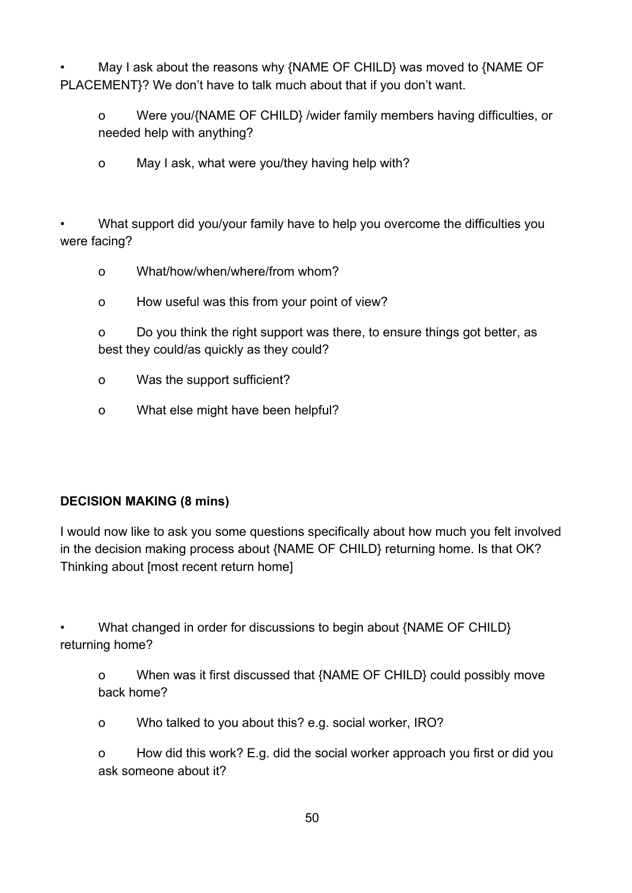- May I ask about the reasons why {NAME OF CHILD} was moved to {NAME OF PLACEMENT}? We don't have to talk much about that if you don't want.
  - o Were you/{NAME OF CHILD} /wider family members having difficulties, or needed help with anything?
  - o May I ask, what were you/they having help with?

- What support did you/your family have to help you overcome the difficulties you were facing?
  - o What/how/when/where/from whom?
  - o How useful was this from your point of view?
  - o Do you think the right support was there, to ensure things got better, as best they could/as quickly as they could?
  - o Was the support sufficient?
  - o What else might have been helpful?

**DECISION MAKING (8 mins)**

I would now like to ask you some questions specifically about how much you felt involved in the decision making process about {NAME OF CHILD} returning home. Is that OK? Thinking about [most recent return home]

- What changed in order for discussions to begin about {NAME OF CHILD} returning home?
  - o When was it first discussed that {NAME OF CHILD} could possibly move back home?
  - o Who talked to you about this? e.g. social worker, IRO?
  - o How did this work? E.g. did the social worker approach you first or did you ask someone about it?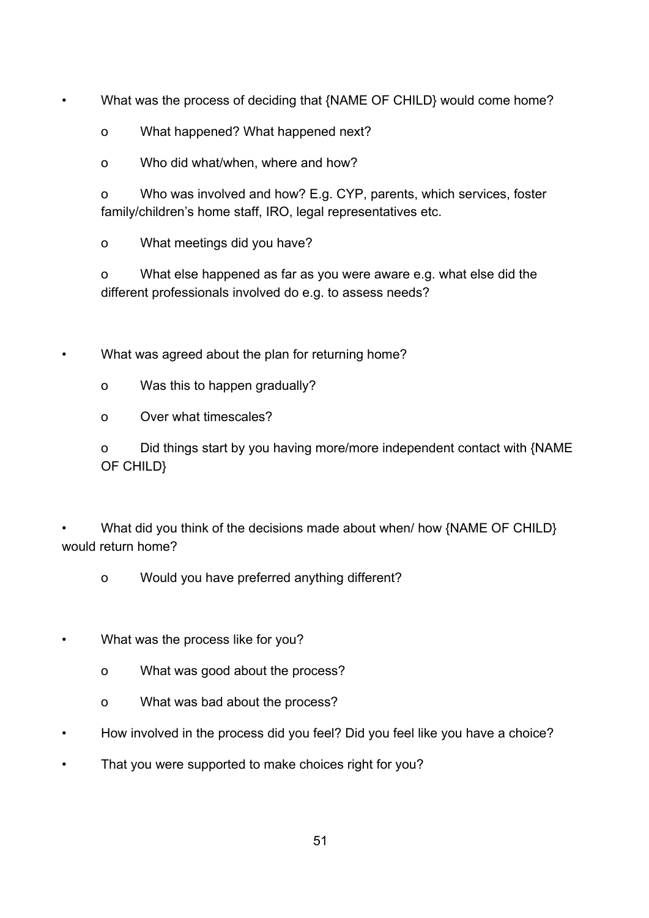- What was the process of deciding that {NAME OF CHILD} would come home?
    - What happened? What happened next?
    - Who did what/when, where and how?
    - Who was involved and how? E.g. CYP, parents, which services, foster family/children's home staff, IRO, legal representatives etc.
    - What meetings did you have?
    - What else happened as far as you were aware e.g. what else did the different professionals involved do e.g. to assess needs?

- What was agreed about the plan for returning home?
    - Was this to happen gradually?
    - Over what timescales?
    - Did things start by you having more/more independent contact with {NAME OF CHILD}

- What did you think of the decisions made about when/ how {NAME OF CHILD} would return home?
    - Would you have preferred anything different?

- What was the process like for you?
    - What was good about the process?
    - What was bad about the process?
- How involved in the process did you feel? Did you feel like you have a choice?
- That you were supported to make choices right for you?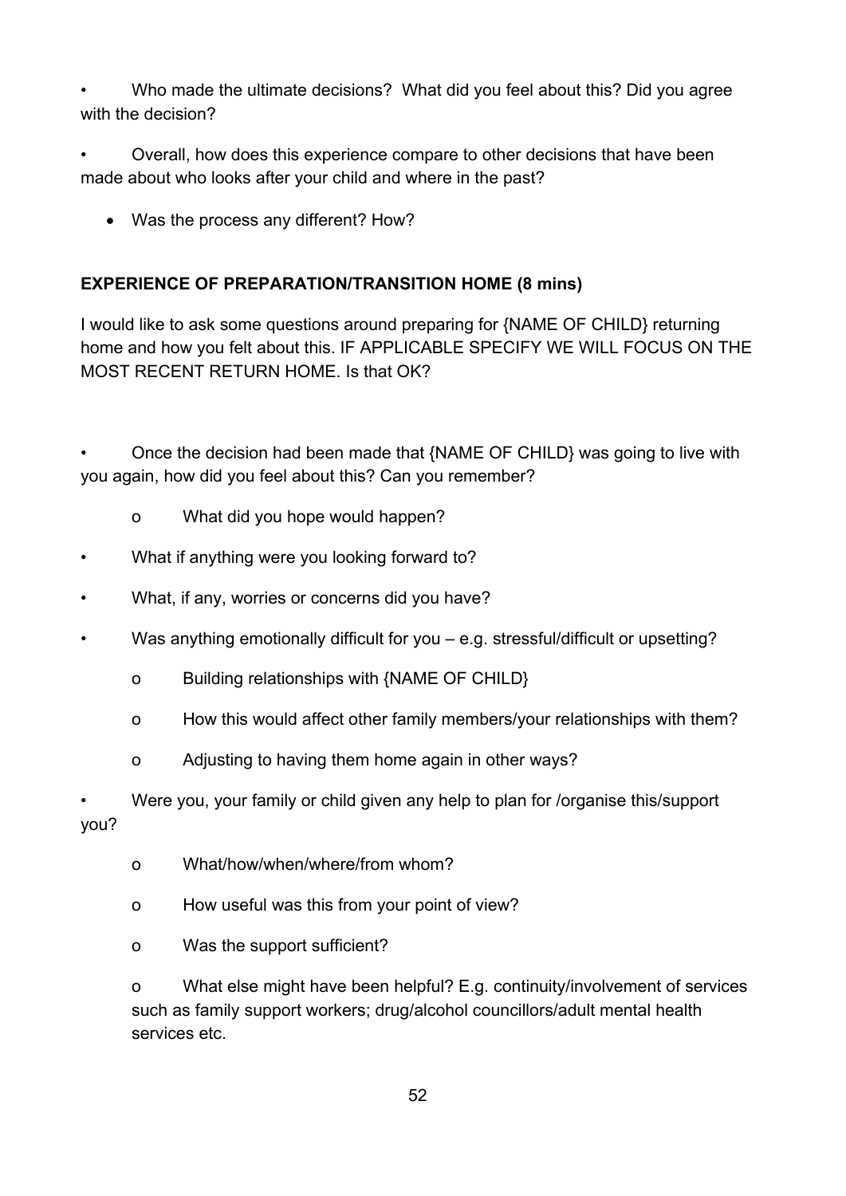- Who made the ultimate decisions? What did you feel about this? Did you agree with the decision?

- Overall, how does this experience compare to other decisions that have been made about who looks after your child and where in the past?

    - Was the process any different? How?

**EXPERIENCE OF PREPARATION/TRANSITION HOME (8 mins)**

I would like to ask some questions around preparing for {NAME OF CHILD} returning home and how you felt about this. IF APPLICABLE SPECIFY WE WILL FOCUS ON THE MOST RECENT RETURN HOME. Is that OK?

- Once the decision had been made that {NAME OF CHILD} was going to live with you again, how did you feel about this? Can you remember?
    - o What did you hope would happen?
- What if anything were you looking forward to?
- What, if any, worries or concerns did you have?
- Was anything emotionally difficult for you – e.g. stressful/difficult or upsetting?
    - o Building relationships with {NAME OF CHILD}
    - o How this would affect other family members/your relationships with them?
    - o Adjusting to having them home again in other ways?
- Were you, your family or child given any help to plan for /organise this/support you?
    - o What/how/when/where/from whom?
    - o How useful was this from your point of view?
    - o Was the support sufficient?
    - o What else might have been helpful? E.g. continuity/involvement of services such as family support workers; drug/alcohol councillors/adult mental health services etc.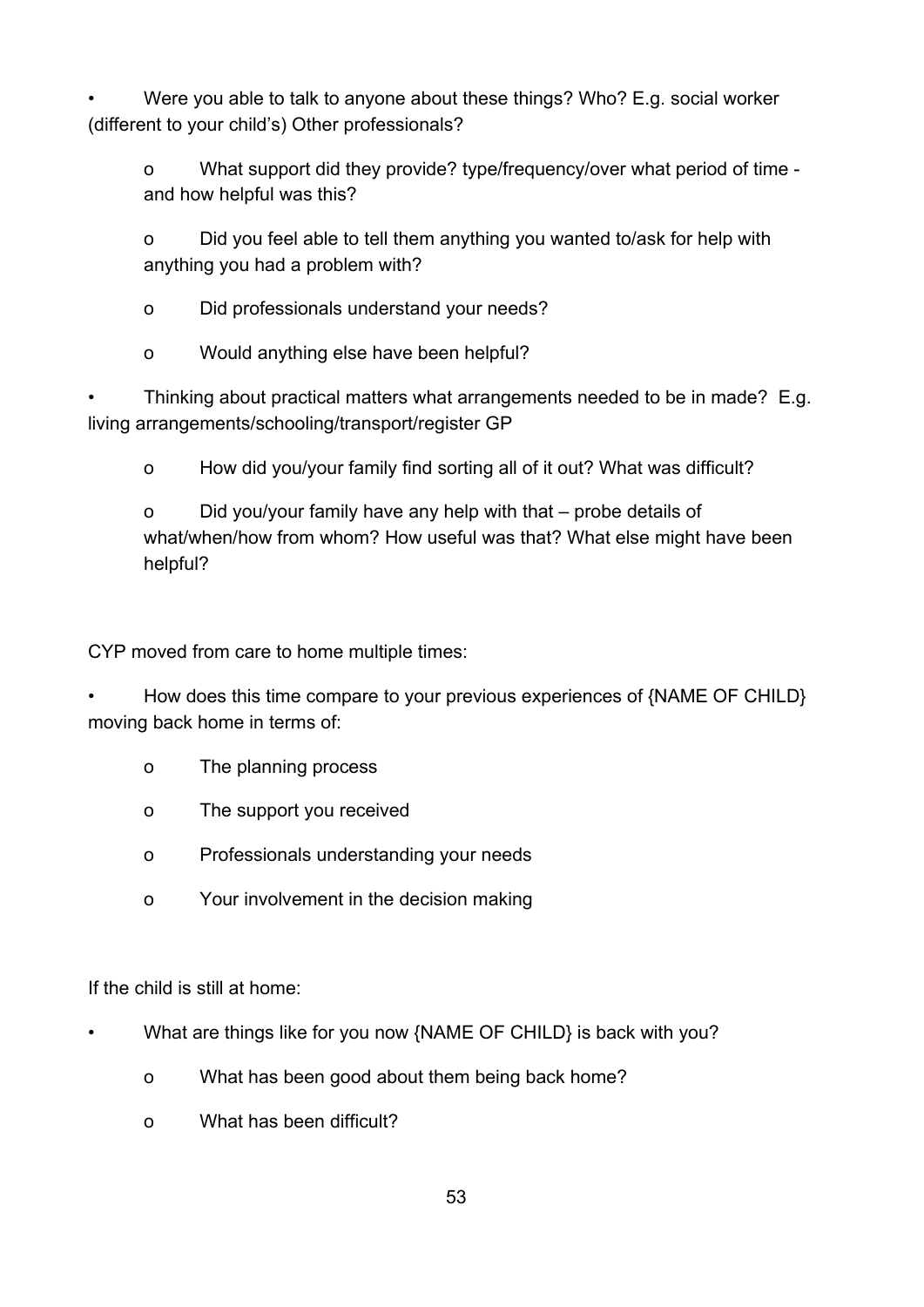- Were you able to talk to anyone about these things? Who? E.g. social worker (different to your child's) Other professionals?
    - What support did they provide? type/frequency/over what period of time - and how helpful was this?
    - Did you feel able to tell them anything you wanted to/ask for help with anything you had a problem with?
    - Did professionals understand your needs?
    - Would anything else have been helpful?
- Thinking about practical matters what arrangements needed to be in made? E.g. living arrangements/schooling/transport/register GP
    - How did you/your family find sorting all of it out? What was difficult?
    - Did you/your family have any help with that – probe details of what/when/how from whom? How useful was that? What else might have been helpful?

CYP moved from care to home multiple times:

- How does this time compare to your previous experiences of {NAME OF CHILD} moving back home in terms of:
    - The planning process
    - The support you received
    - Professionals understanding your needs
    - Your involvement in the decision making

If the child is still at home:

- What are things like for you now {NAME OF CHILD} is back with you?
    - What has been good about them being back home?
    - What has been difficult?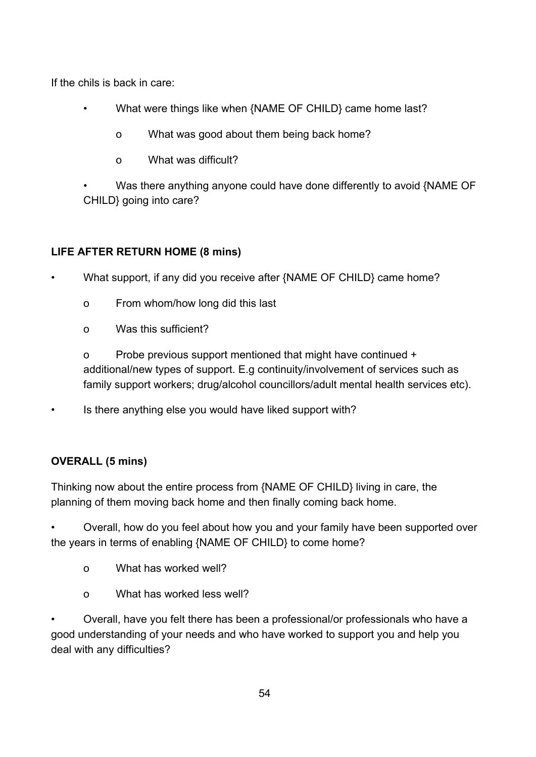If the chils is back in care:

- What were things like when {NAME OF CHILD} came home last?
    - What was good about them being back home?
    - What was difficult?
- Was there anything anyone could have done differently to avoid {NAME OF CHILD} going into care?

**LIFE AFTER RETURN HOME (8 mins)**

- What support, if any did you receive after {NAME OF CHILD} came home?
    - From whom/how long did this last
    - Was this sufficient?
    - Probe previous support mentioned that might have continued + additional/new types of support. E.g continuity/involvement of services such as family support workers; drug/alcohol councillors/adult mental health services etc).
- Is there anything else you would have liked support with?

**OVERALL (5 mins)**

Thinking now about the entire process from {NAME OF CHILD} living in care, the planning of them moving back home and then finally coming back home.

- Overall, how do you feel about how you and your family have been supported over the years in terms of enabling {NAME OF CHILD} to come home?
    - What has worked well?
    - What has worked less well?
- Overall, have you felt there has been a professional/or professionals who have a good understanding of your needs and who have worked to support you and help you deal with any difficulties?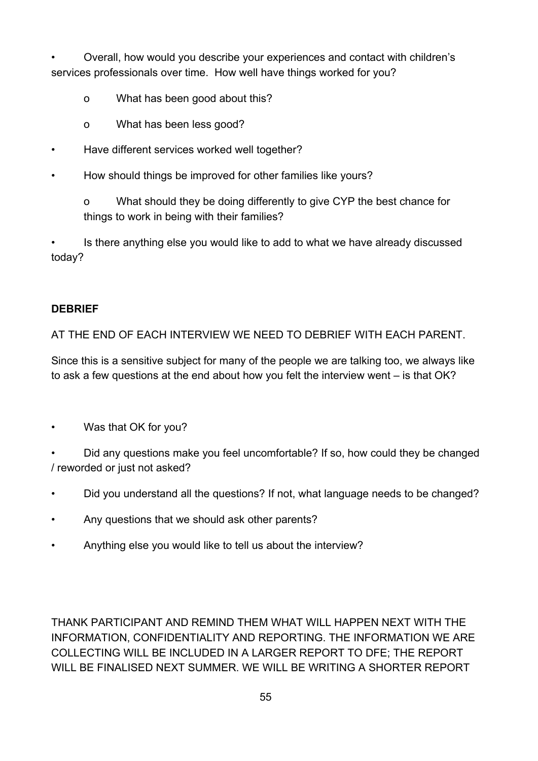- Overall, how would you describe your experiences and contact with children's services professionals over time. How well have things worked for you?
    - What has been good about this?
    - What has been less good?
- Have different services worked well together?
- How should things be improved for other families like yours?
    - What should they be doing differently to give CYP the best chance for things to work in being with their families?
- Is there anything else you would like to add to what we have already discussed today?

**DEBRIEF**

AT THE END OF EACH INTERVIEW WE NEED TO DEBRIEF WITH EACH PARENT.

Since this is a sensitive subject for many of the people we are talking too, we always like to ask a few questions at the end about how you felt the interview went – is that OK?

- Was that OK for you?
- Did any questions make you feel uncomfortable? If so, how could they be changed / reworded or just not asked?
- Did you understand all the questions? If not, what language needs to be changed?
- Any questions that we should ask other parents?
- Anything else you would like to tell us about the interview?

THANK PARTICIPANT AND REMIND THEM WHAT WILL HAPPEN NEXT WITH THE INFORMATION, CONFIDENTIALITY AND REPORTING. THE INFORMATION WE ARE COLLECTING WILL BE INCLUDED IN A LARGER REPORT TO DFE; THE REPORT WILL BE FINALISED NEXT SUMMER. WE WILL BE WRITING A SHORTER REPORT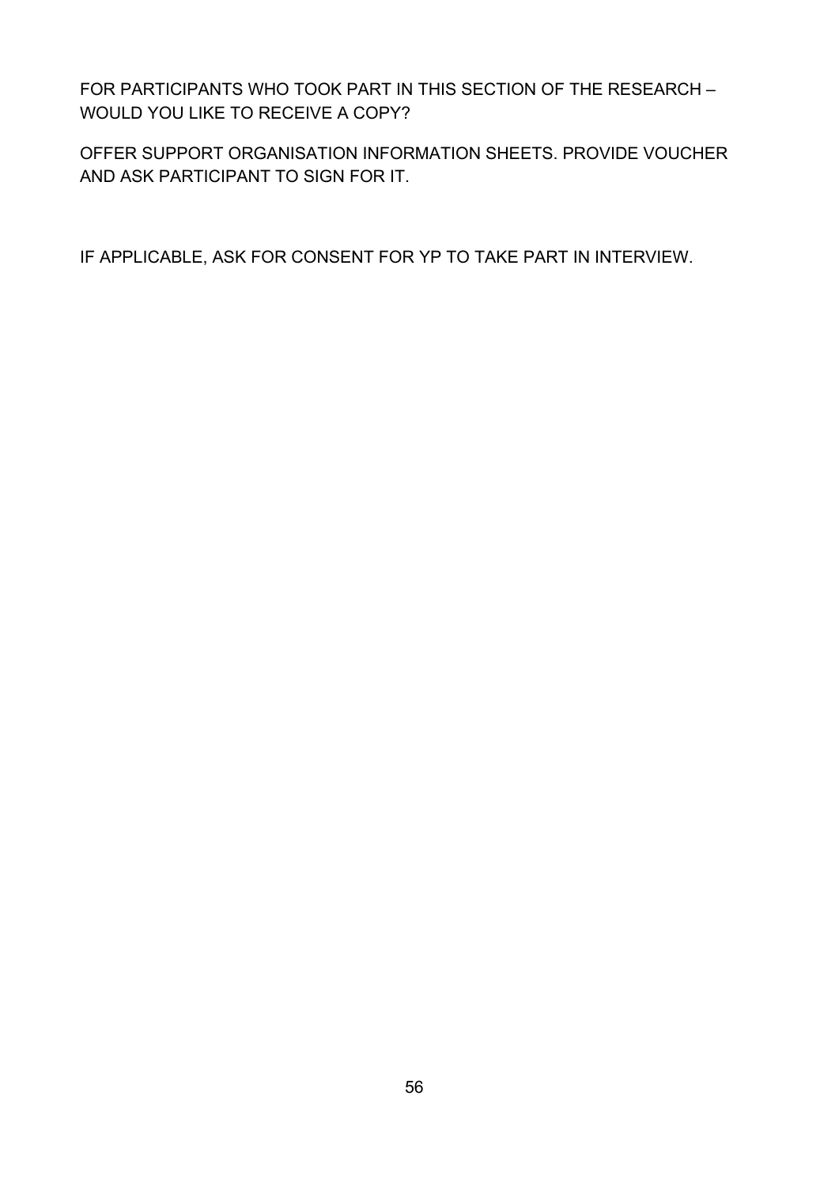FOR PARTICIPANTS WHO TOOK PART IN THIS SECTION OF THE RESEARCH – WOULD YOU LIKE TO RECEIVE A COPY?

OFFER SUPPORT ORGANISATION INFORMATION SHEETS. PROVIDE VOUCHER AND ASK PARTICIPANT TO SIGN FOR IT.

IF APPLICABLE, ASK FOR CONSENT FOR YP TO TAKE PART IN INTERVIEW.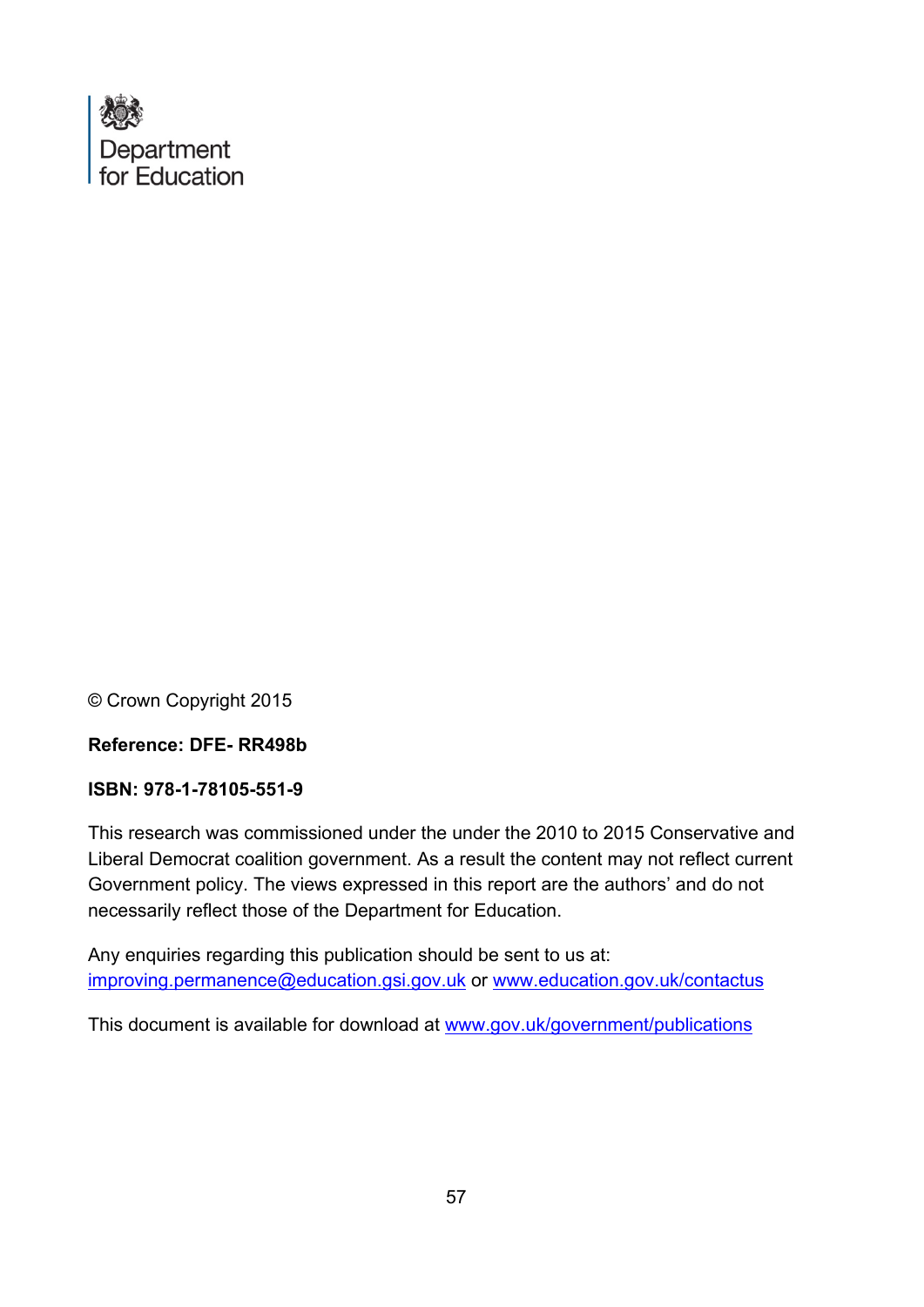Department for Education

© Crown Copyright 2015

**Reference: DFE- RR498b**

**ISBN: 978-1-78105-551-9**

This research was commissioned under the under the 2010 to 2015 Conservative and Liberal Democrat coalition government. As a result the content may not reflect current Government policy. The views expressed in this report are the authors' and do not necessarily reflect those of the Department for Education.

Any enquiries regarding this publication should be sent to us at: improving.permanence@education.gsi.gov.uk or www.education.gov.uk/contactus

This document is available for download at www.gov.uk/government/publications